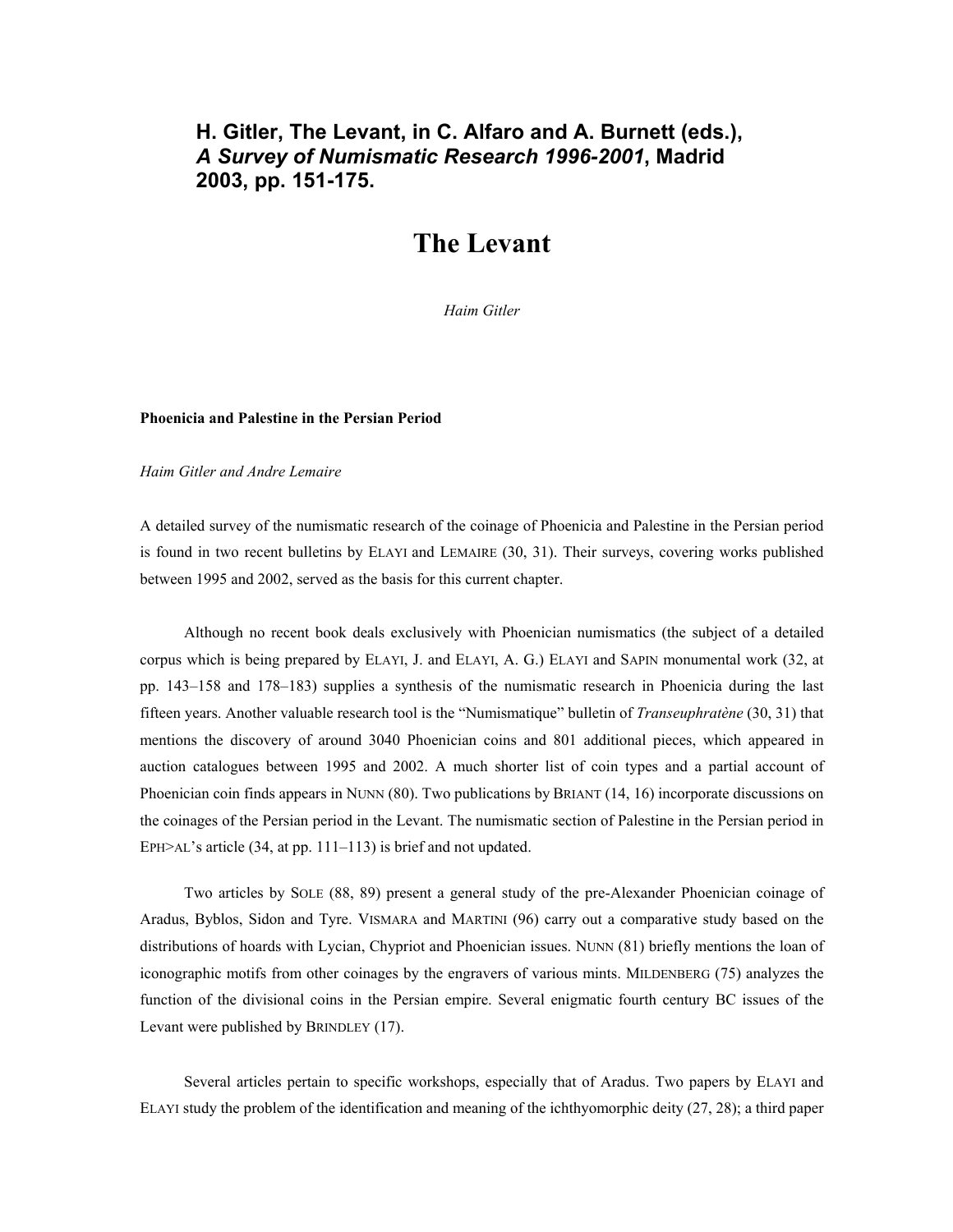**H. Gitler, The Levant, in C. Alfaro and A. Burnett (eds.), *A Survey of Numismatic Research 1996-2001*, Madrid 2003, pp. 151-175.**

# The Levant

*Haim Gitler*

### Phoenicia and Palestine in the Persian Period

*Haim Gitler and Andre Lemaire*

A detailed survey of the numismatic research of the coinage of Phoenicia and Palestine in the Persian period is found in two recent bulletins by ELAYI and LEMAIRE (30, 31). Their surveys, covering works published between 1995 and 2002, served as the basis for this current chapter.

Although no recent book deals exclusively with Phoenician numismatics (the subject of a detailed corpus which is being prepared by ELAYI, J. and ELAYI, A. G.) ELAYI and SAPIN monumental work (32, at pp. 143–158 and 178–183) supplies a synthesis of the numismatic research in Phoenicia during the last fifteen years. Another valuable research tool is the "Numismatique" bulletin of *Transeuphratène* (30, 31) that mentions the discovery of around 3040 Phoenician coins and 801 additional pieces, which appeared in auction catalogues between 1995 and 2002. A much shorter list of coin types and a partial account of Phoenician coin finds appears in NUNN (80). Two publications by BRIANT (14, 16) incorporate discussions on the coinages of the Persian period in the Levant. The numismatic section of Palestine in the Persian period in EPH>AL's article (34, at pp. 111–113) is brief and not updated.

Two articles by SOLE (88, 89) present a general study of the pre-Alexander Phoenician coinage of Aradus, Byblos, Sidon and Tyre. VISMARA and MARTINI (96) carry out a comparative study based on the distributions of hoards with Lycian, Chypriot and Phoenician issues. NUNN (81) briefly mentions the loan of iconographic motifs from other coinages by the engravers of various mints. MILDENBERG (75) analyzes the function of the divisional coins in the Persian empire. Several enigmatic fourth century BC issues of the Levant were published by BRINDLEY (17).

Several articles pertain to specific workshops, especially that of Aradus. Two papers by ELAYI and ELAYI study the problem of the identification and meaning of the ichthyomorphic deity (27, 28); a third paper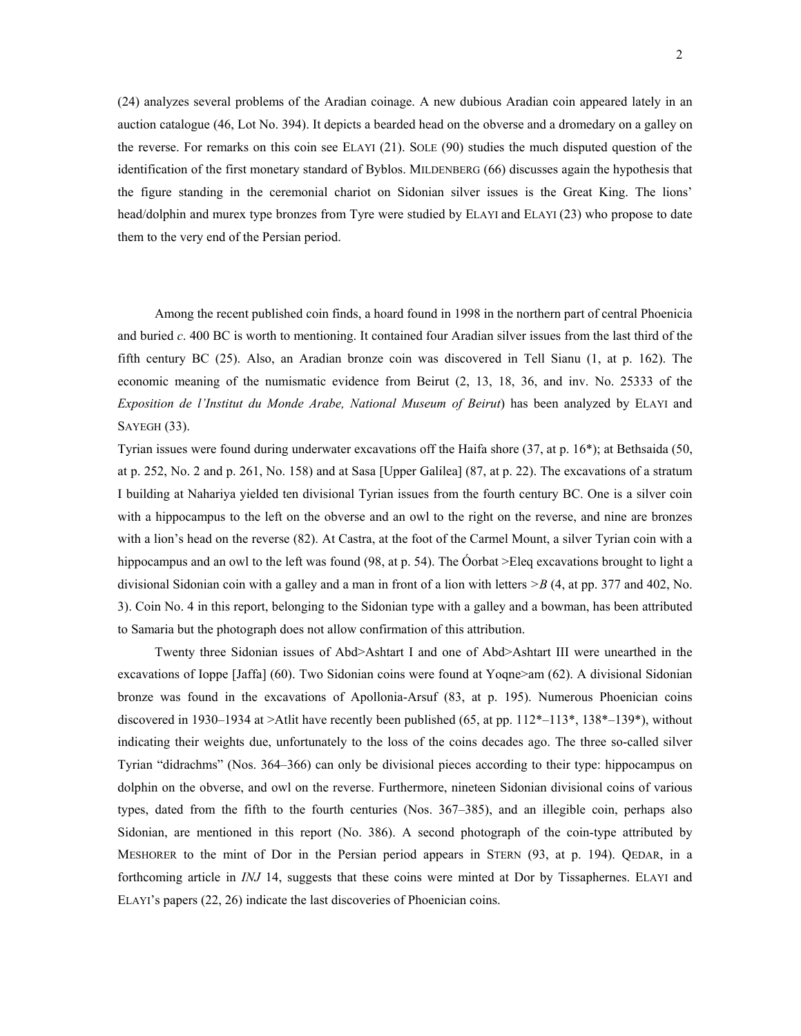(24) analyzes several problems of the Aradian coinage. A new dubious Aradian coin appeared lately in an auction catalogue (46, Lot No. 394). It depicts a bearded head on the obverse and a dromedary on a galley on the reverse. For remarks on this coin see ELAYI (21). SOLE (90) studies the much disputed question of the identification of the first monetary standard of Byblos. MILDENBERG (66) discusses again the hypothesis that the figure standing in the ceremonial chariot on Sidonian silver issues is the Great King. The lions' head/dolphin and murex type bronzes from Tyre were studied by ELAYI and ELAYI (23) who propose to date them to the very end of the Persian period.

Among the recent published coin finds, a hoard found in 1998 in the northern part of central Phoenicia and buried *c*. 400 BC is worth to mentioning. It contained four Aradian silver issues from the last third of the fifth century BC (25). Also, an Aradian bronze coin was discovered in Tell Sianu (1, at p. 162). The economic meaning of the numismatic evidence from Beirut (2, 13, 18, 36, and inv. No. 25333 of the *Exposition de l'Institut du Monde Arabe, National Museum of Beirut*) has been analyzed by ELAYI and SAYEGH (33).

Tyrian issues were found during underwater excavations off the Haifa shore (37, at p. 16*); at Bethsaida (50, at p. 252, No. 2 and p. 261, No. 158) and at Sasa [Upper Galilea] (87, at p. 22). The excavations of a stratum I building at Nahariya yielded ten divisional Tyrian issues from the fourth century BC. One is a silver coin with a hippocampus to the left on the obverse and an owl to the right on the reverse, and nine are bronzes with a lion's head on the reverse (82). At Castra, at the foot of the Carmel Mount, a silver Tyrian coin with a hippocampus and an owl to the left was found (98, at p. 54). The Óorbat >Eleq excavations brought to light a divisional Sidonian coin with a galley and a man in front of a lion with letters >*B* (4, at pp. 377 and 402, No. 3). Coin No. 4 in this report, belonging to the Sidonian type with a galley and a bowman, has been attributed to Samaria but the photograph does not allow confirmation of this attribution.

Twenty three Sidonian issues of Abd>Ashtart I and one of Abd>Ashtart III were unearthed in the excavations of Ioppe [Jaffa] (60). Two Sidonian coins were found at Yoqne>am (62). A divisional Sidonian bronze was found in the excavations of Apollonia-Arsuf (83, at p. 195). Numerous Phoenician coins discovered in 1930–1934 at >Atlit have recently been published (65, at pp. 112*–113*, 138*–139*), without indicating their weights due, unfortunately to the loss of the coins decades ago. The three so-called silver Tyrian "didrachms" (Nos. 364–366) can only be divisional pieces according to their type: hippocampus on dolphin on the obverse, and owl on the reverse. Furthermore, nineteen Sidonian divisional coins of various types, dated from the fifth to the fourth centuries (Nos. 367–385), and an illegible coin, perhaps also Sidonian, are mentioned in this report (No. 386). A second photograph of the coin-type attributed by MESHORER to the mint of Dor in the Persian period appears in STERN (93, at p. 194). QEDAR, in a forthcoming article in *INJ* 14, suggests that these coins were minted at Dor by Tissaphernes. ELAYI and ELAYI's papers (22, 26) indicate the last discoveries of Phoenician coins.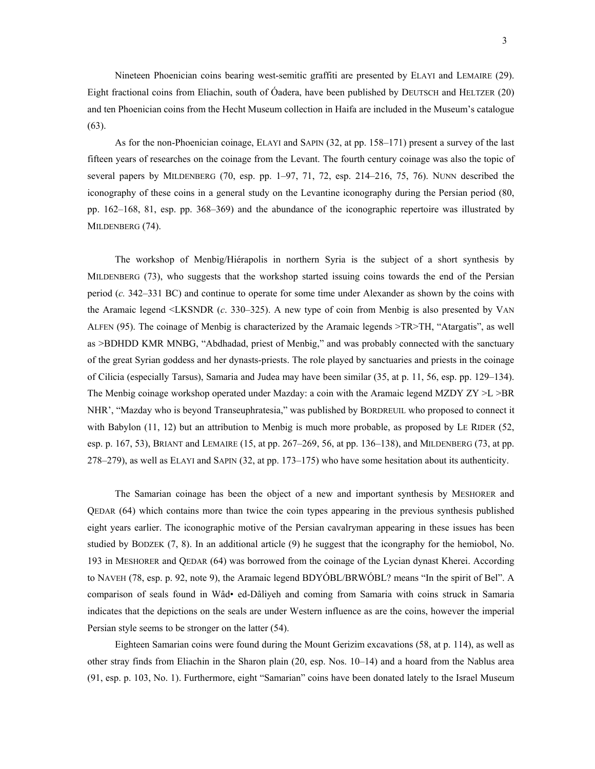Nineteen Phoenician coins bearing west-semitic graffiti are presented by ELAYI and LEMAIRE (29). Eight fractional coins from Eliachin, south of Óadera, have been published by DEUTSCH and HELTZER (20) and ten Phoenician coins from the Hecht Museum collection in Haifa are included in the Museum's catalogue (63).

As for the non-Phoenician coinage, ELAYI and SAPIN (32, at pp. 158–171) present a survey of the last fifteen years of researches on the coinage from the Levant. The fourth century coinage was also the topic of several papers by MILDENBERG (70, esp. pp. 1–97, 71, 72, esp. 214–216, 75, 76). NUNN described the iconography of these coins in a general study on the Levantine iconography during the Persian period (80, pp. 162–168, 81, esp. pp. 368–369) and the abundance of the iconographic repertoire was illustrated by MILDENBERG (74).

The workshop of Menbig/Hiérapolis in northern Syria is the subject of a short synthesis by MILDENBERG (73), who suggests that the workshop started issuing coins towards the end of the Persian period (*c.* 342–331 BC) and continue to operate for some time under Alexander as shown by the coins with the Aramaic legend <LKSNDR (*c*. 330–325). A new type of coin from Menbig is also presented by VAN ALFEN (95). The coinage of Menbig is characterized by the Aramaic legends >TR>TH, "Atargatis", as well as >BDHDD KMR MNBG, "Abdhadad, priest of Menbig," and was probably connected with the sanctuary of the great Syrian goddess and her dynasts-priests. The role played by sanctuaries and priests in the coinage of Cilicia (especially Tarsus), Samaria and Judea may have been similar (35, at p. 11, 56, esp. pp. 129–134). The Menbig coinage workshop operated under Mazday: a coin with the Aramaic legend MZDY ZY >L >BR NHR', "Mazday who is beyond Transeuphratesia," was published by BORDREUIL who proposed to connect it with Babylon (11, 12) but an attribution to Menbig is much more probable, as proposed by LE RIDER (52, esp. p. 167, 53), BRIANT and LEMAIRE (15, at pp. 267–269, 56, at pp. 136–138), and MILDENBERG (73, at pp. 278–279), as well as ELAYI and SAPIN (32, at pp. 173–175) who have some hesitation about its authenticity.

The Samarian coinage has been the object of a new and important synthesis by MESHORER and QEDAR (64) which contains more than twice the coin types appearing in the previous synthesis published eight years earlier. The iconographic motive of the Persian cavalryman appearing in these issues has been studied by BODZEK (7, 8). In an additional article (9) he suggest that the icongraphy for the hemiobol, No. 193 in MESHORER and QEDAR (64) was borrowed from the coinage of the Lycian dynast Kherei. According to NAVEH (78, esp. p. 92, note 9), the Aramaic legend BDYÓBL/BRWÓBL? means "In the spirit of Bel". A comparison of seals found in Wâd• ed-Dâliyeh and coming from Samaria with coins struck in Samaria indicates that the depictions on the seals are under Western influence as are the coins, however the imperial Persian style seems to be stronger on the latter (54).

Eighteen Samarian coins were found during the Mount Gerizim excavations (58, at p. 114), as well as other stray finds from Eliachin in the Sharon plain (20, esp. Nos. 10–14) and a hoard from the Nablus area (91, esp. p. 103, No. 1). Furthermore, eight "Samarian" coins have been donated lately to the Israel Museum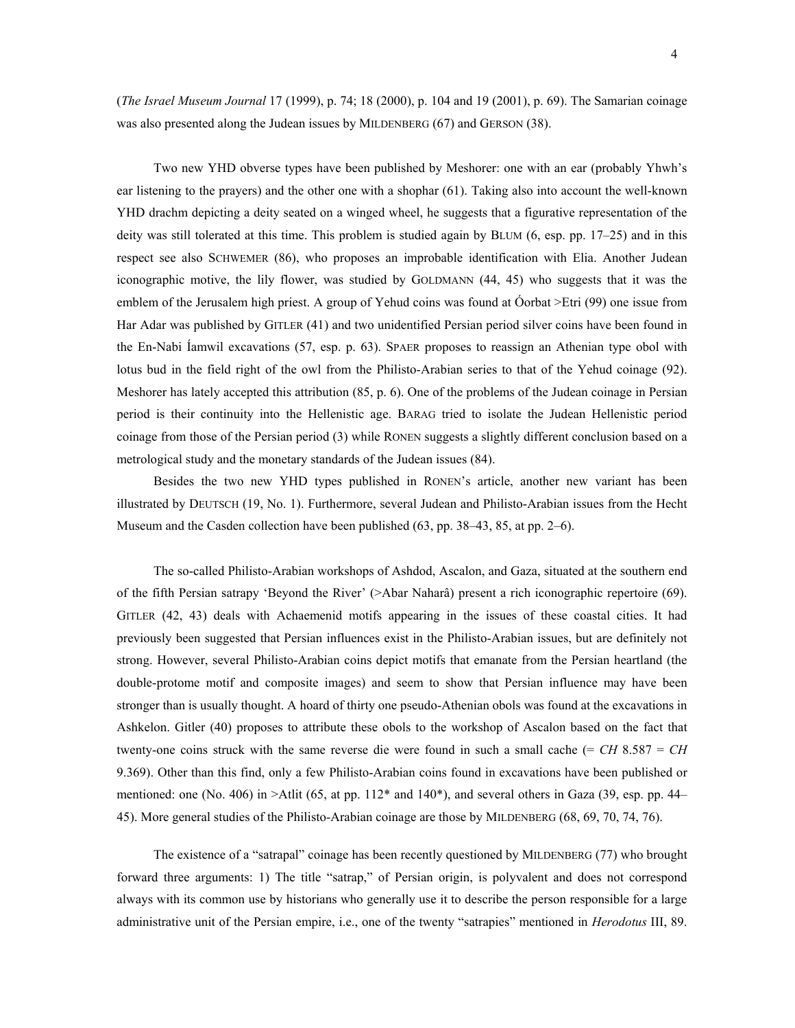(*The Israel Museum Journal* 17 (1999), p. 74; 18 (2000), p. 104 and 19 (2001), p. 69). The Samarian coinage was also presented along the Judean issues by MILDENBERG (67) and GERSON (38).

Two new YHD obverse types have been published by Meshorer: one with an ear (probably Yhwh's ear listening to the prayers) and the other one with a shophar (61). Taking also into account the well-known YHD drachm depicting a deity seated on a winged wheel, he suggests that a figurative representation of the deity was still tolerated at this time. This problem is studied again by BLUM (6, esp. pp. 17–25) and in this respect see also SCHWEMER (86), who proposes an improbable identification with Elia. Another Judean iconographic motive, the lily flower, was studied by GOLDMANN (44, 45) who suggests that it was the emblem of the Jerusalem high priest. A group of Yehud coins was found at Óorbat >Etri (99) one issue from Har Adar was published by GITLER (41) and two unidentified Persian period silver coins have been found in the En-Nabi Íamwil excavations (57, esp. p. 63). SPAER proposes to reassign an Athenian type obol with lotus bud in the field right of the owl from the Philisto-Arabian series to that of the Yehud coinage (92). Meshorer has lately accepted this attribution (85, p. 6). One of the problems of the Judean coinage in Persian period is their continuity into the Hellenistic age. BARAG tried to isolate the Judean Hellenistic period coinage from those of the Persian period (3) while RONEN suggests a slightly different conclusion based on a metrological study and the monetary standards of the Judean issues (84).

Besides the two new YHD types published in RONEN's article, another new variant has been illustrated by DEUTSCH (19, No. 1). Furthermore, several Judean and Philisto-Arabian issues from the Hecht Museum and the Casden collection have been published (63, pp. 38–43, 85, at pp. 2–6).

The so-called Philisto-Arabian workshops of Ashdod, Ascalon, and Gaza, situated at the southern end of the fifth Persian satrapy 'Beyond the River' (>Abar Naharâ) present a rich iconographic repertoire (69). GITLER (42, 43) deals with Achaemenid motifs appearing in the issues of these coastal cities. It had previously been suggested that Persian influences exist in the Philisto-Arabian issues, but are definitely not strong. However, several Philisto-Arabian coins depict motifs that emanate from the Persian heartland (the double-protome motif and composite images) and seem to show that Persian influence may have been stronger than is usually thought. A hoard of thirty one pseudo-Athenian obols was found at the excavations in Ashkelon. Gitler (40) proposes to attribute these obols to the workshop of Ascalon based on the fact that twenty-one coins struck with the same reverse die were found in such a small cache (= *CH* 8.587 = *CH* 9.369). Other than this find, only a few Philisto-Arabian coins found in excavations have been published or mentioned: one (No. 406) in >Atlit (65, at pp. 112* and 140*), and several others in Gaza (39, esp. pp. 44–45). More general studies of the Philisto-Arabian coinage are those by MILDENBERG (68, 69, 70, 74, 76).

The existence of a "satrapal" coinage has been recently questioned by MILDENBERG (77) who brought forward three arguments: 1) The title "satrap," of Persian origin, is polyvalent and does not correspond always with its common use by historians who generally use it to describe the person responsible for a large administrative unit of the Persian empire, i.e., one of the twenty "satrapies" mentioned in *Herodotus* III, 89.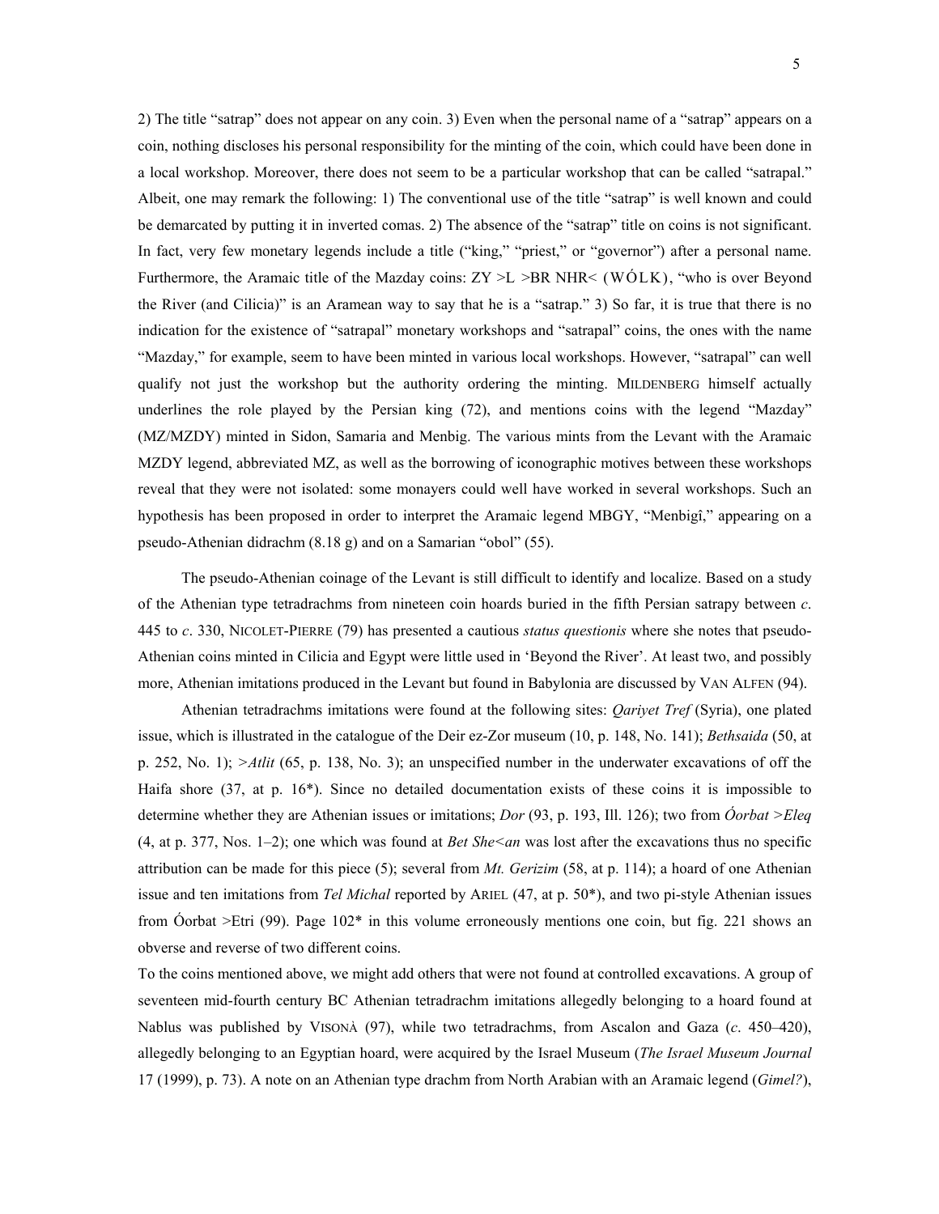2) The title "satrap" does not appear on any coin. 3) Even when the personal name of a "satrap" appears on a coin, nothing discloses his personal responsibility for the minting of the coin, which could have been done in a local workshop. Moreover, there does not seem to be a particular workshop that can be called "satrapal." Albeit, one may remark the following: 1) The conventional use of the title "satrap" is well known and could be demarcated by putting it in inverted commas. 2) The absence of the "satrap" title on coins is not significant. In fact, very few monetary legends include a title ("king," "priest," or "governor") after a personal name. Furthermore, the Aramaic title of the Mazday coins: ZY >L >BR NHR< (WÓLK), "who is over Beyond the River (and Cilicia)" is an Aramean way to say that he is a "satrap." 3) So far, it is true that there is no indication for the existence of "satrapal" monetary workshops and "satrapal" coins, the ones with the name "Mazday," for example, seem to have been minted in various local workshops. However, "satrapal" can well qualify not just the workshop but the authority ordering the minting. MILDENBERG himself actually underlines the role played by the Persian king (72), and mentions coins with the legend "Mazday" (MZ/MZDY) minted in Sidon, Samaria and Menbig. The various mints from the Levant with the Aramaic MZDY legend, abbreviated MZ, as well as the borrowing of iconographic motives between these workshops reveal that they were not isolated: some monayers could well have worked in several workshops. Such an hypothesis has been proposed in order to interpret the Aramaic legend MBGY, "Menbigî," appearing on a pseudo-Athenian didrachm (8.18 g) and on a Samarian "obol" (55).

The pseudo-Athenian coinage of the Levant is still difficult to identify and localize. Based on a study of the Athenian type tetradrachms from nineteen coin hoards buried in the fifth Persian satrapy between *c*. 445 to *c*. 330, NICOLET-PIERRE (79) has presented a cautious *status questionis* where she notes that pseudo-Athenian coins minted in Cilicia and Egypt were little used in 'Beyond the River'. At least two, and possibly more, Athenian imitations produced in the Levant but found in Babylonia are discussed by VAN ALFEN (94).

Athenian tetradrachms imitations were found at the following sites: *Qariyet Tref* (Syria), one plated issue, which is illustrated in the catalogue of the Deir ez-Zor museum (10, p. 148, No. 141); *Bethsaida* (50, at p. 252, No. 1); *>Atlit* (65, p. 138, No. 3); an unspecified number in the underwater excavations of off the Haifa shore (37, at p. 16*). Since no detailed documentation exists of these coins it is impossible to determine whether they are Athenian issues or imitations; *Dor* (93, p. 193, Ill. 126); two from *Óorbat >Eleq* (4, at p. 377, Nos. 1–2); one which was found at *Bet She<an* was lost after the excavations thus no specific attribution can be made for this piece (5); several from *Mt. Gerizim* (58, at p. 114); a hoard of one Athenian issue and ten imitations from *Tel Michal* reported by ARIEL (47, at p. 50*), and two pi-style Athenian issues from Óorbat >Etri (99). Page 102* in this volume erroneously mentions one coin, but fig. 221 shows an obverse and reverse of two different coins.

To the coins mentioned above, we might add others that were not found at controlled excavations. A group of seventeen mid-fourth century BC Athenian tetradrachm imitations allegedly belonging to a hoard found at Nablus was published by VISONÀ (97), while two tetradrachms, from Ascalon and Gaza (*c*. 450–420), allegedly belonging to an Egyptian hoard, were acquired by the Israel Museum (*The Israel Museum Journal* 17 (1999), p. 73). A note on an Athenian type drachm from North Arabian with an Aramaic legend (*Gimel?*),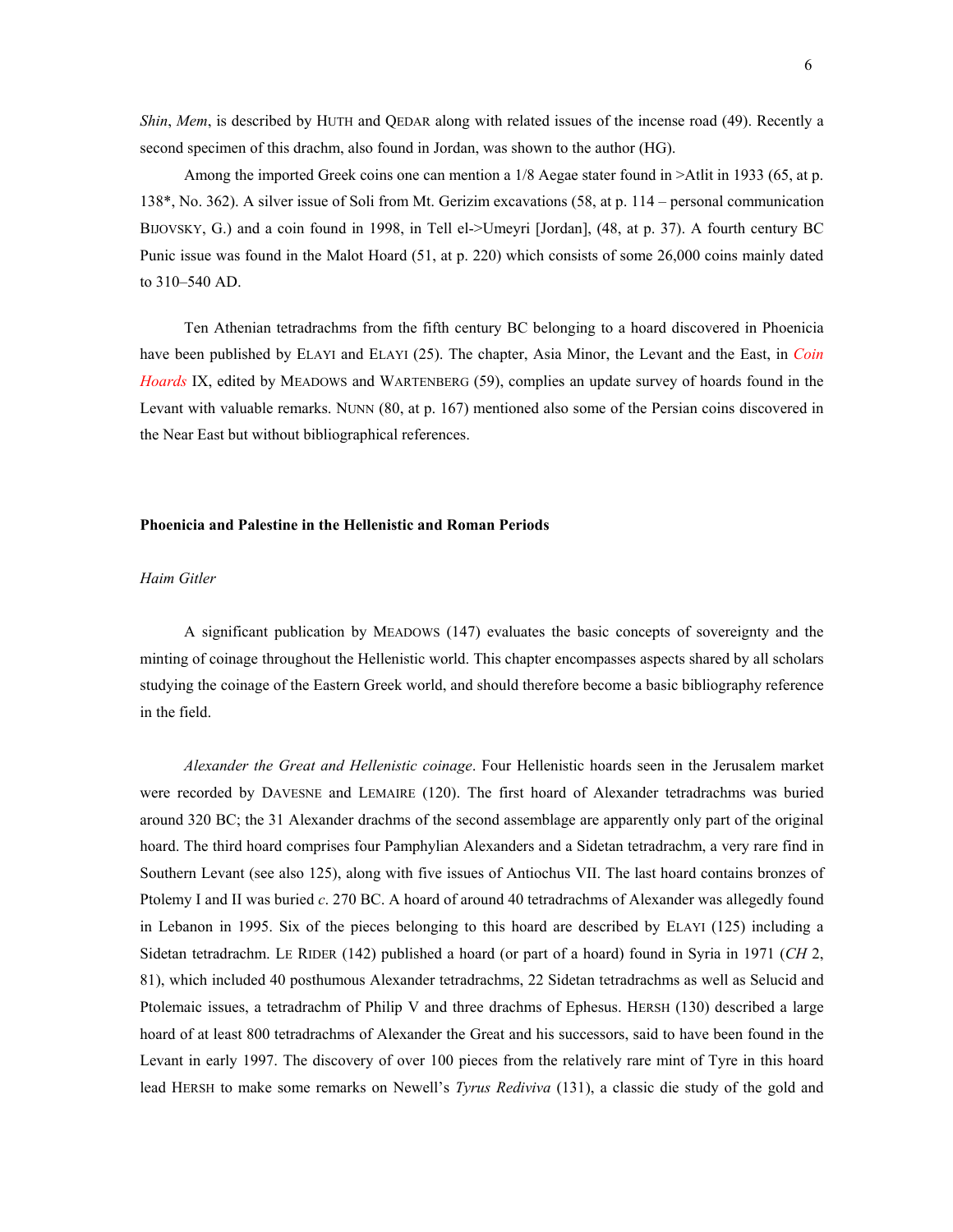*Shin*, *Mem*, is described by HUTH and QEDAR along with related issues of the incense road (49). Recently a second specimen of this drachm, also found in Jordan, was shown to the author (HG).

Among the imported Greek coins one can mention a 1/8 Aegae stater found in >Atlit in 1933 (65, at p. 138*, No. 362). A silver issue of Soli from Mt. Gerizim excavations (58, at p. 114 – personal communication BIJOVSKY, G.) and a coin found in 1998, in Tell el->Umeyri [Jordan], (48, at p. 37). A fourth century BC Punic issue was found in the Malot Hoard (51, at p. 220) which consists of some 26,000 coins mainly dated to 310–540 AD.

Ten Athenian tetradrachms from the fifth century BC belonging to a hoard discovered in Phoenicia have been published by ELAYI and ELAYI (25). The chapter, Asia Minor, the Levant and the East, in *Coin Hoards* IX, edited by MEADOWS and WARTENBERG (59), complies an update survey of hoards found in the Levant with valuable remarks. NUNN (80, at p. 167) mentioned also some of the Persian coins discovered in the Near East but without bibliographical references.

## Phoenicia and Palestine in the Hellenistic and Roman Periods

*Haim Gitler*

A significant publication by MEADOWS (147) evaluates the basic concepts of sovereignty and the minting of coinage throughout the Hellenistic world. This chapter encompasses aspects shared by all scholars studying the coinage of the Eastern Greek world, and should therefore become a basic bibliography reference in the field.

*Alexander the Great and Hellenistic coinage*. Four Hellenistic hoards seen in the Jerusalem market were recorded by DAVESNE and LEMAIRE (120). The first hoard of Alexander tetradrachms was buried around 320 BC; the 31 Alexander drachms of the second assemblage are apparently only part of the original hoard. The third hoard comprises four Pamphylian Alexanders and a Sidetan tetradrachm, a very rare find in Southern Levant (see also 125), along with five issues of Antiochus VII. The last hoard contains bronzes of Ptolemy I and II was buried *c*. 270 BC. A hoard of around 40 tetradrachms of Alexander was allegedly found in Lebanon in 1995. Six of the pieces belonging to this hoard are described by ELAYI (125) including a Sidetan tetradrachm. LE RIDER (142) published a hoard (or part of a hoard) found in Syria in 1971 (*CH* 2, 81), which included 40 posthumous Alexander tetradrachms, 22 Sidetan tetradrachms as well as Selucid and Ptolemaic issues, a tetradrachm of Philip V and three drachms of Ephesus. HERSH (130) described a large hoard of at least 800 tetradrachms of Alexander the Great and his successors, said to have been found in the Levant in early 1997. The discovery of over 100 pieces from the relatively rare mint of Tyre in this hoard lead HERSH to make some remarks on Newell's *Tyrus Rediviva* (131), a classic die study of the gold and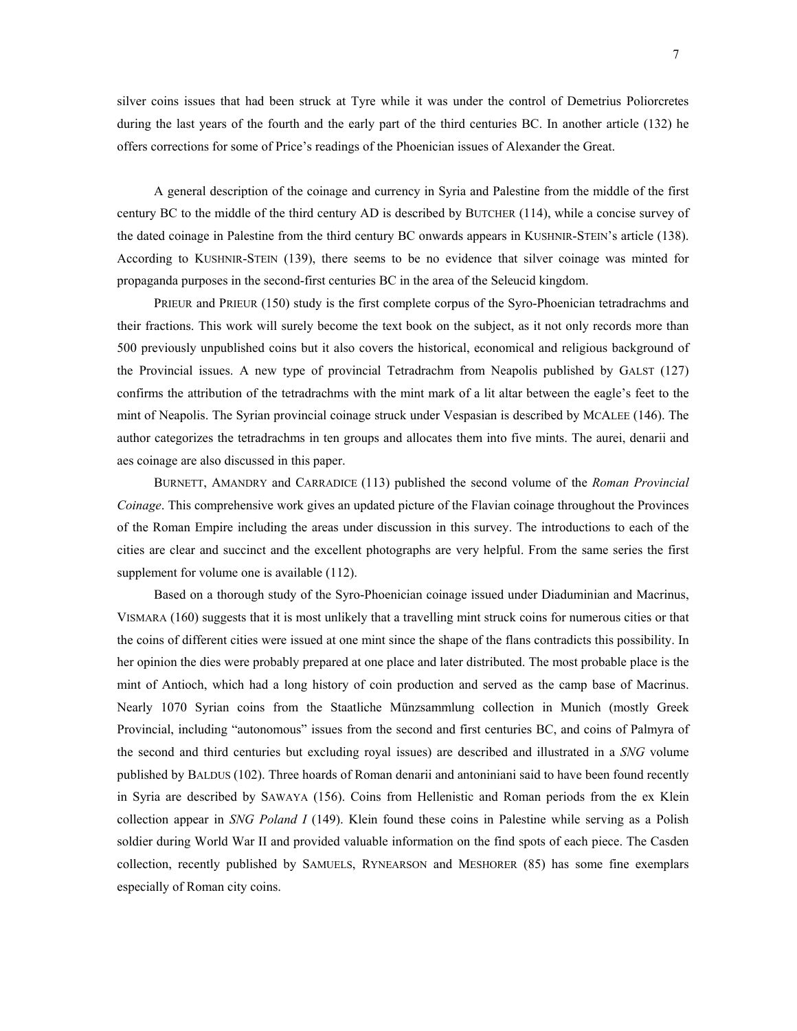silver coins issues that had been struck at Tyre while it was under the control of Demetrius Poliorcretes during the last years of the fourth and the early part of the third centuries BC. In another article (132) he offers corrections for some of Price's readings of the Phoenician issues of Alexander the Great.

A general description of the coinage and currency in Syria and Palestine from the middle of the first century BC to the middle of the third century AD is described by BUTCHER (114), while a concise survey of the dated coinage in Palestine from the third century BC onwards appears in KUSHNIR-STEIN's article (138). According to KUSHNIR-STEIN (139), there seems to be no evidence that silver coinage was minted for propaganda purposes in the second-first centuries BC in the area of the Seleucid kingdom.

PRIEUR and PRIEUR (150) study is the first complete corpus of the Syro-Phoenician tetradrachms and their fractions. This work will surely become the text book on the subject, as it not only records more than 500 previously unpublished coins but it also covers the historical, economical and religious background of the Provincial issues. A new type of provincial Tetradrachm from Neapolis published by GALST (127) confirms the attribution of the tetradrachms with the mint mark of a lit altar between the eagle's feet to the mint of Neapolis. The Syrian provincial coinage struck under Vespasian is described by MCALEE (146). The author categorizes the tetradrachms in ten groups and allocates them into five mints. The aurei, denarii and aes coinage are also discussed in this paper.

BURNETT, AMANDRY and CARRADICE (113) published the second volume of the *Roman Provincial Coinage*. This comprehensive work gives an updated picture of the Flavian coinage throughout the Provinces of the Roman Empire including the areas under discussion in this survey. The introductions to each of the cities are clear and succinct and the excellent photographs are very helpful. From the same series the first supplement for volume one is available (112).

Based on a thorough study of the Syro-Phoenician coinage issued under Diaduminian and Macrinus, VISMARA (160) suggests that it is most unlikely that a travelling mint struck coins for numerous cities or that the coins of different cities were issued at one mint since the shape of the flans contradicts this possibility. In her opinion the dies were probably prepared at one place and later distributed. The most probable place is the mint of Antioch, which had a long history of coin production and served as the camp base of Macrinus. Nearly 1070 Syrian coins from the Staatliche Münzsammlung collection in Munich (mostly Greek Provincial, including "autonomous" issues from the second and first centuries BC, and coins of Palmyra of the second and third centuries but excluding royal issues) are described and illustrated in a *SNG* volume published by BALDUS (102). Three hoards of Roman denarii and antoniniani said to have been found recently in Syria are described by SAWAYA (156). Coins from Hellenistic and Roman periods from the ex Klein collection appear in *SNG Poland I* (149). Klein found these coins in Palestine while serving as a Polish soldier during World War II and provided valuable information on the find spots of each piece. The Casden collection, recently published by SAMUELS, RYNEARSON and MESHORER (85) has some fine exemplars especially of Roman city coins.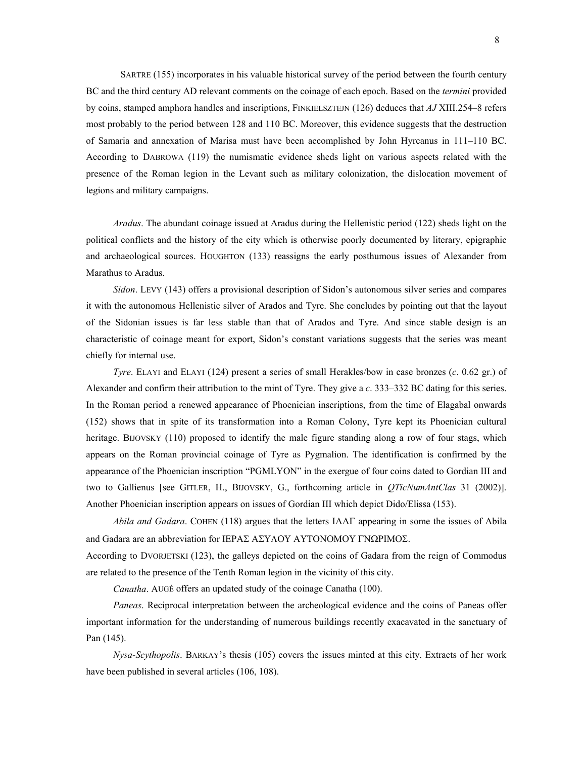SARTRE (155) incorporates in his valuable historical survey of the period between the fourth century BC and the third century AD relevant comments on the coinage of each epoch. Based on the *termini* provided by coins, stamped amphora handles and inscriptions, FINKIELSZTEJN (126) deduces that *AJ* XIII.254–8 refers most probably to the period between 128 and 110 BC. Moreover, this evidence suggests that the destruction of Samaria and annexation of Marisa must have been accomplished by John Hyrcanus in 111–110 BC. According to DABROWA (119) the numismatic evidence sheds light on various aspects related with the presence of the Roman legion in the Levant such as military colonization, the dislocation movement of legions and military campaigns.

*Aradus*. The abundant coinage issued at Aradus during the Hellenistic period (122) sheds light on the political conflicts and the history of the city which is otherwise poorly documented by literary, epigraphic and archaeological sources. HOUGHTON (133) reassigns the early posthumous issues of Alexander from Marathus to Aradus.

*Sidon*. LEVY (143) offers a provisional description of Sidon's autonomous silver series and compares it with the autonomous Hellenistic silver of Arados and Tyre. She concludes by pointing out that the layout of the Sidonian issues is far less stable than that of Arados and Tyre. And since stable design is an characteristic of coinage meant for export, Sidon's constant variations suggests that the series was meant chiefly for internal use.

*Tyre*. ELAYI and ELAYI (124) present a series of small Herakles/bow in case bronzes (*c*. 0.62 gr.) of Alexander and confirm their attribution to the mint of Tyre. They give a *c*. 333–332 BC dating for this series. In the Roman period a renewed appearance of Phoenician inscriptions, from the time of Elagabal onwards (152) shows that in spite of its transformation into a Roman Colony, Tyre kept its Phoenician cultural heritage. BIJOVSKY (110) proposed to identify the male figure standing along a row of four stags, which appears on the Roman provincial coinage of Tyre as Pygmalion. The identification is confirmed by the appearance of the Phoenician inscription "PGMLYON" in the exergue of four coins dated to Gordian III and two to Gallienus [see GITLER, H., BIJOVSKY, G., forthcoming article in *QTicNumAntClas* 31 (2002)]. Another Phoenician inscription appears on issues of Gordian III which depict Dido/Elissa (153).

*Abila and Gadara*. COHEN (118) argues that the letters ΙΑΑΓ appearing in some the issues of Abila and Gadara are an abbreviation for ΙΕΡΑΣ ΑΣΥΛΟΥ ΑΥΤΟΝΟΜΟΥ ΓΝΩΡΙΜΟΣ.

According to DVORJETSKI (123), the galleys depicted on the coins of Gadara from the reign of Commodus are related to the presence of the Tenth Roman legion in the vicinity of this city.

*Canatha*. AUGÉ offers an updated study of the coinage Canatha (100).

*Paneas*. Reciprocal interpretation between the archeological evidence and the coins of Paneas offer important information for the understanding of numerous buildings recently exacavated in the sanctuary of Pan (145).

*Nysa-Scythopolis*. BARKAY's thesis (105) covers the issues minted at this city. Extracts of her work have been published in several articles (106, 108).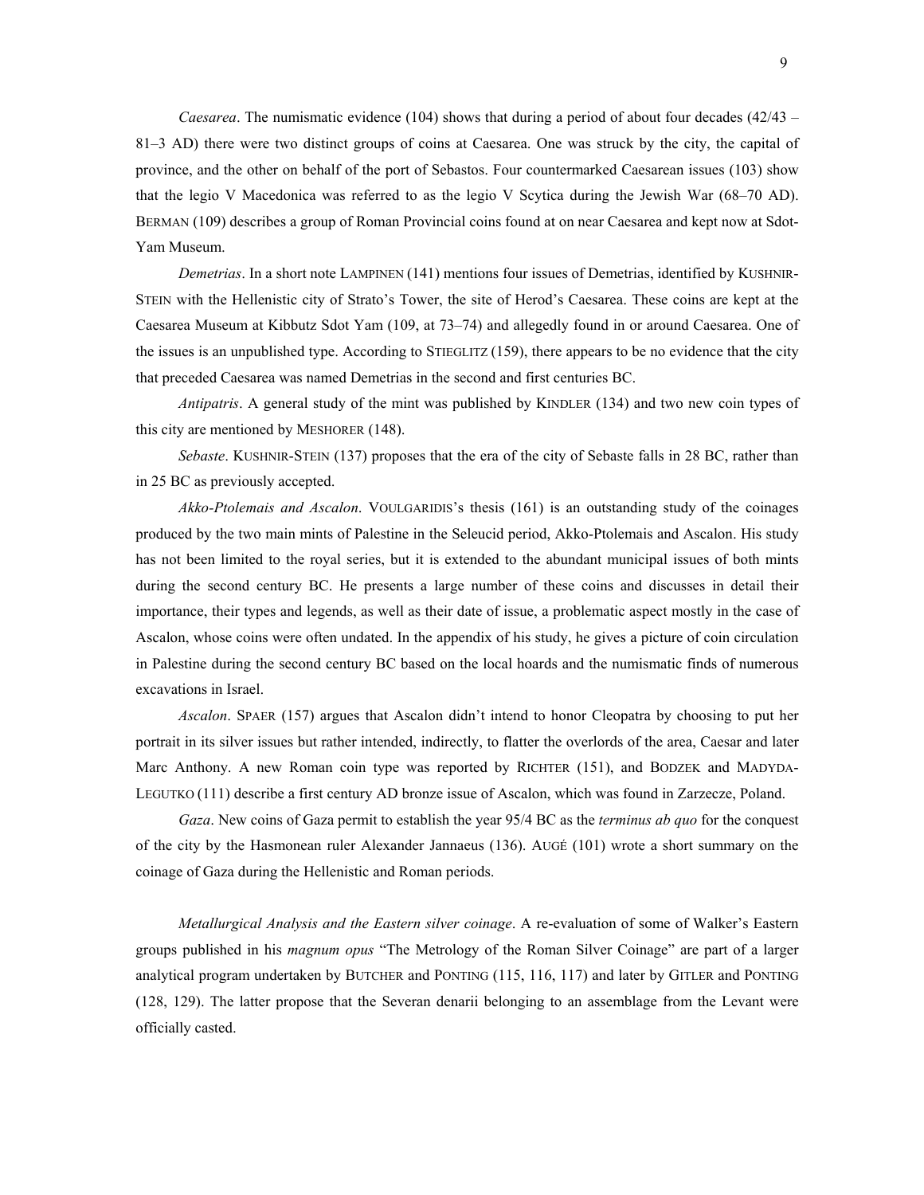*Caesarea*. The numismatic evidence (104) shows that during a period of about four decades (42/43 – 81–3 AD) there were two distinct groups of coins at Caesarea. One was struck by the city, the capital of province, and the other on behalf of the port of Sebastos. Four countermarked Caesarean issues (103) show that the legio V Macedonica was referred to as the legio V Scytica during the Jewish War (68–70 AD). BERMAN (109) describes a group of Roman Provincial coins found at on near Caesarea and kept now at Sdot-Yam Museum.

*Demetrias*. In a short note LAMPINEN (141) mentions four issues of Demetrias, identified by KUSHNIR-STEIN with the Hellenistic city of Strato's Tower, the site of Herod's Caesarea. These coins are kept at the Caesarea Museum at Kibbutz Sdot Yam (109, at 73–74) and allegedly found in or around Caesarea. One of the issues is an unpublished type. According to STIEGLITZ (159), there appears to be no evidence that the city that preceded Caesarea was named Demetrias in the second and first centuries BC.

*Antipatris*. A general study of the mint was published by KINDLER (134) and two new coin types of this city are mentioned by MESHORER (148).

*Sebaste*. KUSHNIR-STEIN (137) proposes that the era of the city of Sebaste falls in 28 BC, rather than in 25 BC as previously accepted.

*Akko-Ptolemais and Ascalon*. VOULGARIDIS's thesis (161) is an outstanding study of the coinages produced by the two main mints of Palestine in the Seleucid period, Akko-Ptolemais and Ascalon. His study has not been limited to the royal series, but it is extended to the abundant municipal issues of both mints during the second century BC. He presents a large number of these coins and discusses in detail their importance, their types and legends, as well as their date of issue, a problematic aspect mostly in the case of Ascalon, whose coins were often undated. In the appendix of his study, he gives a picture of coin circulation in Palestine during the second century BC based on the local hoards and the numismatic finds of numerous excavations in Israel.

*Ascalon*. SPAER (157) argues that Ascalon didn't intend to honor Cleopatra by choosing to put her portrait in its silver issues but rather intended, indirectly, to flatter the overlords of the area, Caesar and later Marc Anthony. A new Roman coin type was reported by RICHTER (151), and BODZEK and MADYDA-LEGUTKO (111) describe a first century AD bronze issue of Ascalon, which was found in Zarzecze, Poland.

*Gaza*. New coins of Gaza permit to establish the year 95/4 BC as the *terminus ab quo* for the conquest of the city by the Hasmonean ruler Alexander Jannaeus (136). AUGÉ (101) wrote a short summary on the coinage of Gaza during the Hellenistic and Roman periods.

*Metallurgical Analysis and the Eastern silver coinage*. A re-evaluation of some of Walker's Eastern groups published in his *magnum opus* "The Metrology of the Roman Silver Coinage" are part of a larger analytical program undertaken by BUTCHER and PONTING (115, 116, 117) and later by GITLER and PONTING (128, 129). The latter propose that the Severan denarii belonging to an assemblage from the Levant were officially casted.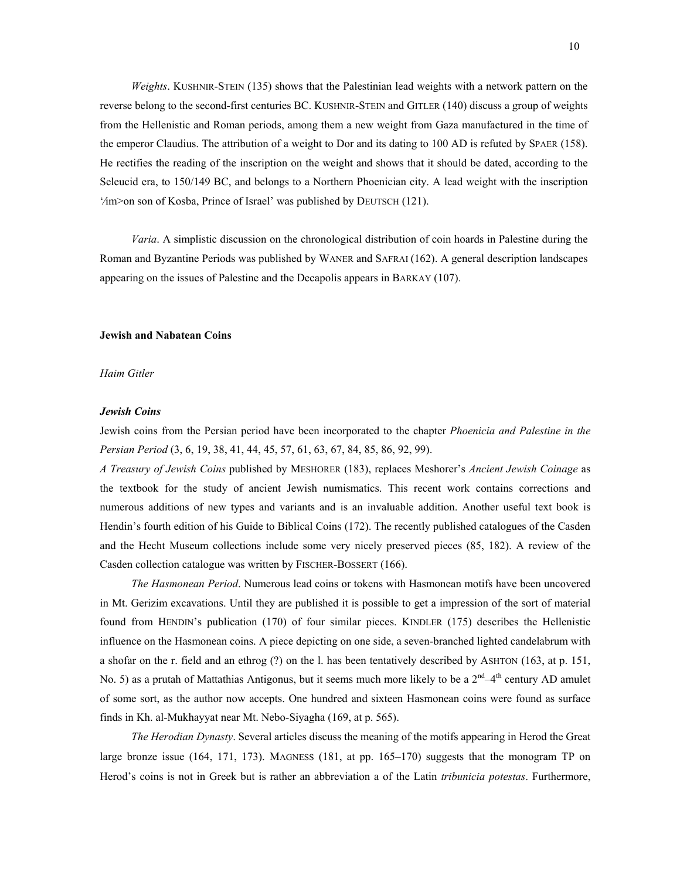*Weights*. KUSHNIR-STEIN (135) shows that the Palestinian lead weights with a network pattern on the reverse belong to the second-first centuries BC. KUSHNIR-STEIN and GITLER (140) discuss a group of weights from the Hellenistic and Roman periods, among them a new weight from Gaza manufactured in the time of the emperor Claudius. The attribution of a weight to Dor and its dating to 100 AD is refuted by SPAER (158). He rectifies the reading of the inscription on the weight and shows that it should be dated, according to the Seleucid era, to 150/149 BC, and belongs to a Northern Phoenician city. A lead weight with the inscription '⁄im>on son of Kosba, Prince of Israel' was published by DEUTSCH (121).

*Varia*. A simplistic discussion on the chronological distribution of coin hoards in Palestine during the Roman and Byzantine Periods was published by WANER and SAFRAI (162). A general description landscapes appearing on the issues of Palestine and the Decapolis appears in BARKAY (107).

## Jewish and Nabatean Coins

*Haim Gitler*

### *Jewish Coins*

Jewish coins from the Persian period have been incorporated to the chapter *Phoenicia and Palestine in the Persian Period* (3, 6, 19, 38, 41, 44, 45, 57, 61, 63, 67, 84, 85, 86, 92, 99).

*A Treasury of Jewish Coins* published by MESHORER (183), replaces Meshorer's *Ancient Jewish Coinage* as the textbook for the study of ancient Jewish numismatics. This recent work contains corrections and numerous additions of new types and variants and is an invaluable addition. Another useful text book is Hendin's fourth edition of his Guide to Biblical Coins (172). The recently published catalogues of the Casden and the Hecht Museum collections include some very nicely preserved pieces (85, 182). A review of the Casden collection catalogue was written by FISCHER-BOSSERT (166).

*The Hasmonean Period*. Numerous lead coins or tokens with Hasmonean motifs have been uncovered in Mt. Gerizim excavations. Until they are published it is possible to get a impression of the sort of material found from HENDIN's publication (170) of four similar pieces. KINDLER (175) describes the Hellenistic influence on the Hasmonean coins. A piece depicting on one side, a seven-branched lighted candelabrum with a shofar on the r. field and an ethrog (?) on the l. has been tentatively described by ASHTON (163, at p. 151, No. 5) as a prutah of Mattathias Antigonus, but it seems much more likely to be a 2nd–4th century AD amulet of some sort, as the author now accepts. One hundred and sixteen Hasmonean coins were found as surface finds in Kh. al-Mukhayyat near Mt. Nebo-Siyagha (169, at p. 565).

*The Herodian Dynasty*. Several articles discuss the meaning of the motifs appearing in Herod the Great large bronze issue (164, 171, 173). MAGNESS (181, at pp. 165–170) suggests that the monogram TP on Herod's coins is not in Greek but is rather an abbreviation a of the Latin *tribunicia potestas*. Furthermore,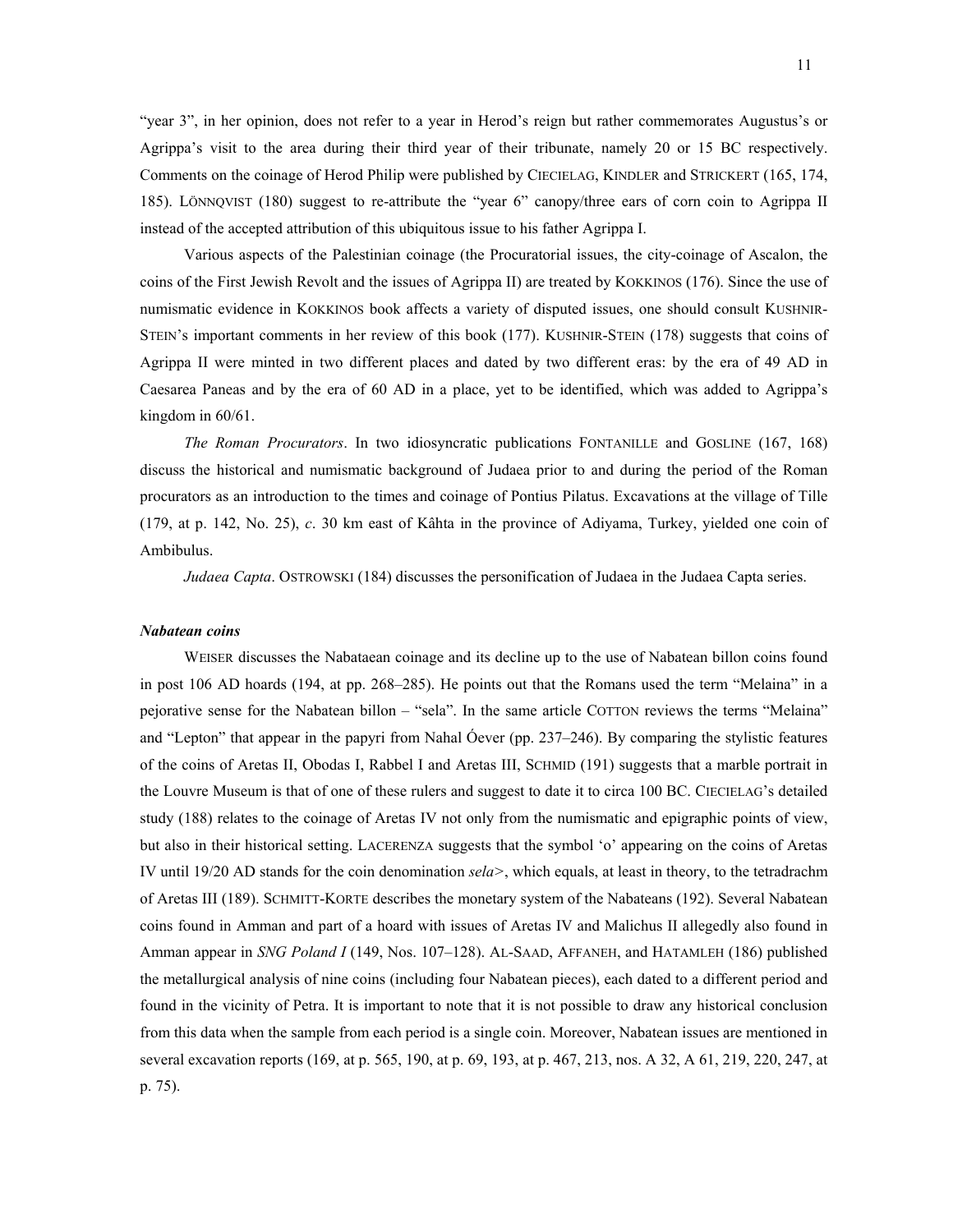"year 3", in her opinion, does not refer to a year in Herod's reign but rather commemorates Augustus's or Agrippa's visit to the area during their third year of their tribunate, namely 20 or 15 BC respectively. Comments on the coinage of Herod Philip were published by CIECIELAG, KINDLER and STRICKERT (165, 174, 185). LÖNNQVIST (180) suggest to re-attribute the "year 6" canopy/three ears of corn coin to Agrippa II instead of the accepted attribution of this ubiquitous issue to his father Agrippa I.

Various aspects of the Palestinian coinage (the Procuratorial issues, the city-coinage of Ascalon, the coins of the First Jewish Revolt and the issues of Agrippa II) are treated by KOKKINOS (176). Since the use of numismatic evidence in KOKKINOS book affects a variety of disputed issues, one should consult KUSHNIR-STEIN's important comments in her review of this book (177). KUSHNIR-STEIN (178) suggests that coins of Agrippa II were minted in two different places and dated by two different eras: by the era of 49 AD in Caesarea Paneas and by the era of 60 AD in a place, yet to be identified, which was added to Agrippa's kingdom in 60/61.

*The Roman Procurators*. In two idiosyncratic publications FONTANILLE and GOSLINE (167, 168) discuss the historical and numismatic background of Judaea prior to and during the period of the Roman procurators as an introduction to the times and coinage of Pontius Pilatus. Excavations at the village of Tille (179, at p. 142, No. 25), *c*. 30 km east of Kâhta in the province of Adiyama, Turkey, yielded one coin of Ambibulus.

*Judaea Capta*. OSTROWSKI (184) discusses the personification of Judaea in the Judaea Capta series.

### *Nabatean coins*

WEISER discusses the Nabataean coinage and its decline up to the use of Nabatean billon coins found in post 106 AD hoards (194, at pp. 268–285). He points out that the Romans used the term "Melaina" in a pejorative sense for the Nabatean billon – "sela". In the same article COTTON reviews the terms "Melaina" and "Lepton" that appear in the papyri from Nahal Óever (pp. 237–246). By comparing the stylistic features of the coins of Aretas II, Obodas I, Rabbel I and Aretas III, SCHMID (191) suggests that a marble portrait in the Louvre Museum is that of one of these rulers and suggest to date it to circa 100 BC. CIECIELAG's detailed study (188) relates to the coinage of Aretas IV not only from the numismatic and epigraphic points of view, but also in their historical setting. LACERENZA suggests that the symbol 'o' appearing on the coins of Aretas IV until 19/20 AD stands for the coin denomination *sela>*, which equals, at least in theory, to the tetradrachm of Aretas III (189). SCHMITT-KORTE describes the monetary system of the Nabateans (192). Several Nabatean coins found in Amman and part of a hoard with issues of Aretas IV and Malichus II allegedly also found in Amman appear in *SNG Poland I* (149, Nos. 107–128). AL-SAAD, AFFANEH, and HATAMLEH (186) published the metallurgical analysis of nine coins (including four Nabatean pieces), each dated to a different period and found in the vicinity of Petra. It is important to note that it is not possible to draw any historical conclusion from this data when the sample from each period is a single coin. Moreover, Nabatean issues are mentioned in several excavation reports (169, at p. 565, 190, at p. 69, 193, at p. 467, 213, nos. A 32, A 61, 219, 220, 247, at p. 75).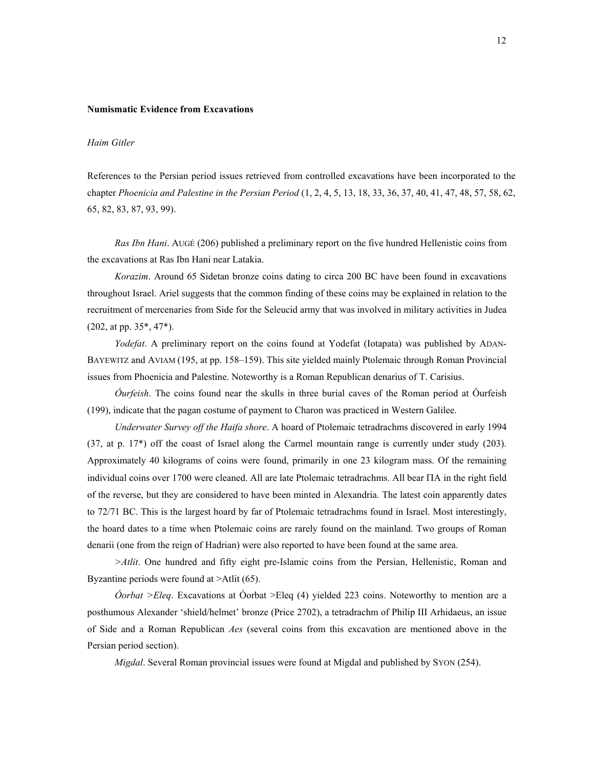**Numismatic Evidence from Excavations**

*Haim Gitler*

References to the Persian period issues retrieved from controlled excavations have been incorporated to the chapter *Phoenicia and Palestine in the Persian Period* (1, 2, 4, 5, 13, 18, 33, 36, 37, 40, 41, 47, 48, 57, 58, 62, 65, 82, 83, 87, 93, 99).

*Ras Ibn Hani*. AUGÉ (206) published a preliminary report on the five hundred Hellenistic coins from the excavations at Ras Ibn Hani near Latakia.

*Korazim*. Around 65 Sidetan bronze coins dating to circa 200 BC have been found in excavations throughout Israel. Ariel suggests that the common finding of these coins may be explained in relation to the recruitment of mercenaries from Side for the Seleucid army that was involved in military activities in Judea (202, at pp. 35*, 47*).

*Yodefat*. A preliminary report on the coins found at Yodefat (Iotapata) was published by ADAN-BAYEWITZ and AVIAM (195, at pp. 158–159). This site yielded mainly Ptolemaic through Roman Provincial issues from Phoenicia and Palestine. Noteworthy is a Roman Republican denarius of T. Carisius.

*Óurfeish*. The coins found near the skulls in three burial caves of the Roman period at Óurfeish (199), indicate that the pagan costume of payment to Charon was practiced in Western Galilee.

*Underwater Survey off the Haifa shore*. A hoard of Ptolemaic tetradrachms discovered in early 1994 (37, at p. 17*) off the coast of Israel along the Carmel mountain range is currently under study (203). Approximately 40 kilograms of coins were found, primarily in one 23 kilogram mass. Of the remaining individual coins over 1700 were cleaned. All are late Ptolemaic tetradrachms. All bear ΠA in the right field of the reverse, but they are considered to have been minted in Alexandria. The latest coin apparently dates to 72/71 BC. This is the largest hoard by far of Ptolemaic tetradrachms found in Israel. Most interestingly, the hoard dates to a time when Ptolemaic coins are rarely found on the mainland. Two groups of Roman denarii (one from the reign of Hadrian) were also reported to have been found at the same area.

*>Atlit*. One hundred and fifty eight pre-Islamic coins from the Persian, Hellenistic, Roman and Byzantine periods were found at >Atlit (65).

*Óorbat >Eleq*. Excavations at Óorbat >Eleq (4) yielded 223 coins. Noteworthy to mention are a posthumous Alexander 'shield/helmet' bronze (Price 2702), a tetradrachm of Philip III Arhidaeus, an issue of Side and a Roman Republican *Aes* (several coins from this excavation are mentioned above in the Persian period section).

*Migdal*. Several Roman provincial issues were found at Migdal and published by SYON (254).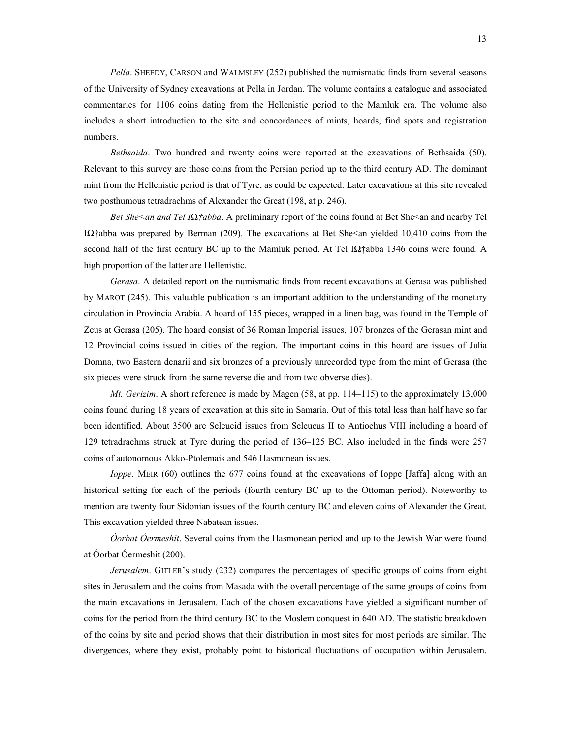*Pella*. SHEEDY, CARSON and WALMSLEY (252) published the numismatic finds from several seasons of the University of Sydney excavations at Pella in Jordan. The volume contains a catalogue and associated commentaries for 1106 coins dating from the Hellenistic period to the Mamluk era. The volume also includes a short introduction to the site and concordances of mints, hoards, find spots and registration numbers.

*Bethsaida*. Two hundred and twenty coins were reported at the excavations of Bethsaida (50). Relevant to this survey are those coins from the Persian period up to the third century AD. The dominant mint from the Hellenistic period is that of Tyre, as could be expected. Later excavations at this site revealed two posthumous tetradrachms of Alexander the Great (198, at p. 246).

*Bet She<an and Tel IΩ†abba*. A preliminary report of the coins found at Bet She<an and nearby Tel IΩ†abba was prepared by Berman (209). The excavations at Bet She<an yielded 10,410 coins from the second half of the first century BC up to the Mamluk period. At Tel IΩ†abba 1346 coins were found. A high proportion of the latter are Hellenistic.

*Gerasa*. A detailed report on the numismatic finds from recent excavations at Gerasa was published by MAROT (245). This valuable publication is an important addition to the understanding of the monetary circulation in Provincia Arabia. A hoard of 155 pieces, wrapped in a linen bag, was found in the Temple of Zeus at Gerasa (205). The hoard consist of 36 Roman Imperial issues, 107 bronzes of the Gerasan mint and 12 Provincial coins issued in cities of the region. The important coins in this hoard are issues of Julia Domna, two Eastern denarii and six bronzes of a previously unrecorded type from the mint of Gerasa (the six pieces were struck from the same reverse die and from two obverse dies).

*Mt. Gerizim*. A short reference is made by Magen (58, at pp. 114–115) to the approximately 13,000 coins found during 18 years of excavation at this site in Samaria. Out of this total less than half have so far been identified. About 3500 are Seleucid issues from Seleucus II to Antiochus VIII including a hoard of 129 tetradrachms struck at Tyre during the period of 136–125 BC. Also included in the finds were 257 coins of autonomous Akko-Ptolemais and 546 Hasmonean issues.

*Ioppe*. MEIR (60) outlines the 677 coins found at the excavations of Ioppe [Jaffa] along with an historical setting for each of the periods (fourth century BC up to the Ottoman period). Noteworthy to mention are twenty four Sidonian issues of the fourth century BC and eleven coins of Alexander the Great. This excavation yielded three Nabatean issues.

*Óorbat Óermeshit*. Several coins from the Hasmonean period and up to the Jewish War were found at Óorbat Óermeshit (200).

*Jerusalem*. GITLER's study (232) compares the percentages of specific groups of coins from eight sites in Jerusalem and the coins from Masada with the overall percentage of the same groups of coins from the main excavations in Jerusalem. Each of the chosen excavations have yielded a significant number of coins for the period from the third century BC to the Moslem conquest in 640 AD. The statistic breakdown of the coins by site and period shows that their distribution in most sites for most periods are similar. The divergences, where they exist, probably point to historical fluctuations of occupation within Jerusalem.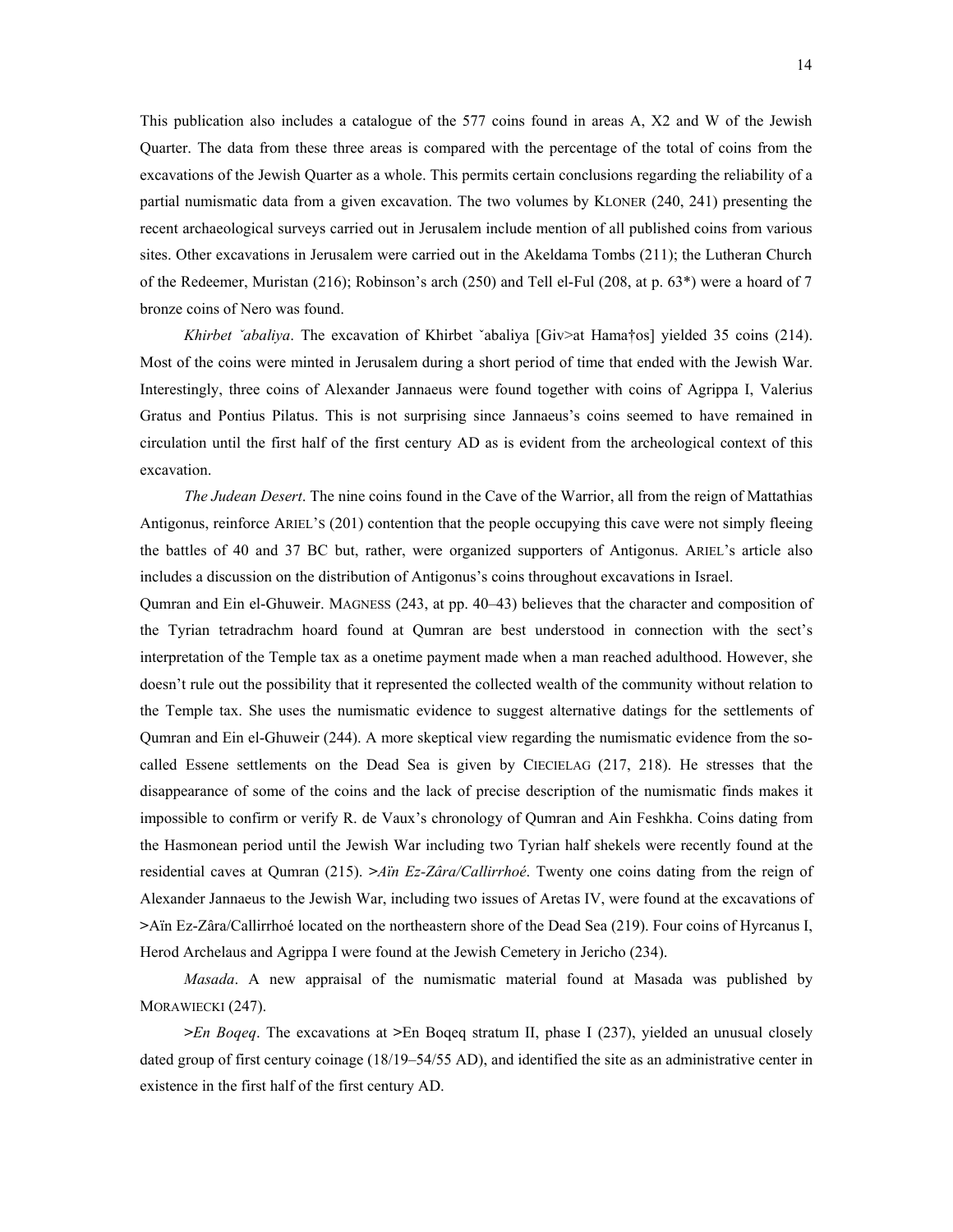This publication also includes a catalogue of the 577 coins found in areas A, X2 and W of the Jewish Quarter. The data from these three areas is compared with the percentage of the total of coins from the excavations of the Jewish Quarter as a whole. This permits certain conclusions regarding the reliability of a partial numismatic data from a given excavation. The two volumes by KLONER (240, 241) presenting the recent archaeological surveys carried out in Jerusalem include mention of all published coins from various sites. Other excavations in Jerusalem were carried out in the Akeldama Tombs (211); the Lutheran Church of the Redeemer, Muristan (216); Robinson's arch (250) and Tell el-Ful (208, at p. 63*) were a hoard of 7 bronze coins of Nero was found.

*Khirbet ˇabaliya*. The excavation of Khirbet ˇabaliya [Giv>at Hama†os] yielded 35 coins (214). Most of the coins were minted in Jerusalem during a short period of time that ended with the Jewish War. Interestingly, three coins of Alexander Jannaeus were found together with coins of Agrippa I, Valerius Gratus and Pontius Pilatus. This is not surprising since Jannaeus's coins seemed to have remained in circulation until the first half of the first century AD as is evident from the archeological context of this excavation.

*The Judean Desert*. The nine coins found in the Cave of the Warrior, all from the reign of Mattathias Antigonus, reinforce ARIEL'S (201) contention that the people occupying this cave were not simply fleeing the battles of 40 and 37 BC but, rather, were organized supporters of Antigonus. ARIEL's article also includes a discussion on the distribution of Antigonus's coins throughout excavations in Israel.

Qumran and Ein el-Ghuweir. MAGNESS (243, at pp. 40–43) believes that the character and composition of the Tyrian tetradrachm hoard found at Qumran are best understood in connection with the sect's interpretation of the Temple tax as a onetime payment made when a man reached adulthood. However, she doesn't rule out the possibility that it represented the collected wealth of the community without relation to the Temple tax. She uses the numismatic evidence to suggest alternative datings for the settlements of Qumran and Ein el-Ghuweir (244). A more skeptical view regarding the numismatic evidence from the so-called Essene settlements on the Dead Sea is given by CIECIELAG (217, 218). He stresses that the disappearance of some of the coins and the lack of precise description of the numismatic finds makes it impossible to confirm or verify R. de Vaux's chronology of Qumran and Ain Feshkha. Coins dating from the Hasmonean period until the Jewish War including two Tyrian half shekels were recently found at the residential caves at Qumran (215). *>Aïn Ez-Zâra/Callirrhoé*. Twenty one coins dating from the reign of Alexander Jannaeus to the Jewish War, including two issues of Aretas IV, were found at the excavations of >Aïn Ez-Zâra/Callirrhoé located on the northeastern shore of the Dead Sea (219). Four coins of Hyrcanus I, Herod Archelaus and Agrippa I were found at the Jewish Cemetery in Jericho (234).

*Masada*. A new appraisal of the numismatic material found at Masada was published by MORAWIECKI (247).

*>En Boqeq*. The excavations at >En Boqeq stratum II, phase I (237), yielded an unusual closely dated group of first century coinage (18/19–54/55 AD), and identified the site as an administrative center in existence in the first half of the first century AD.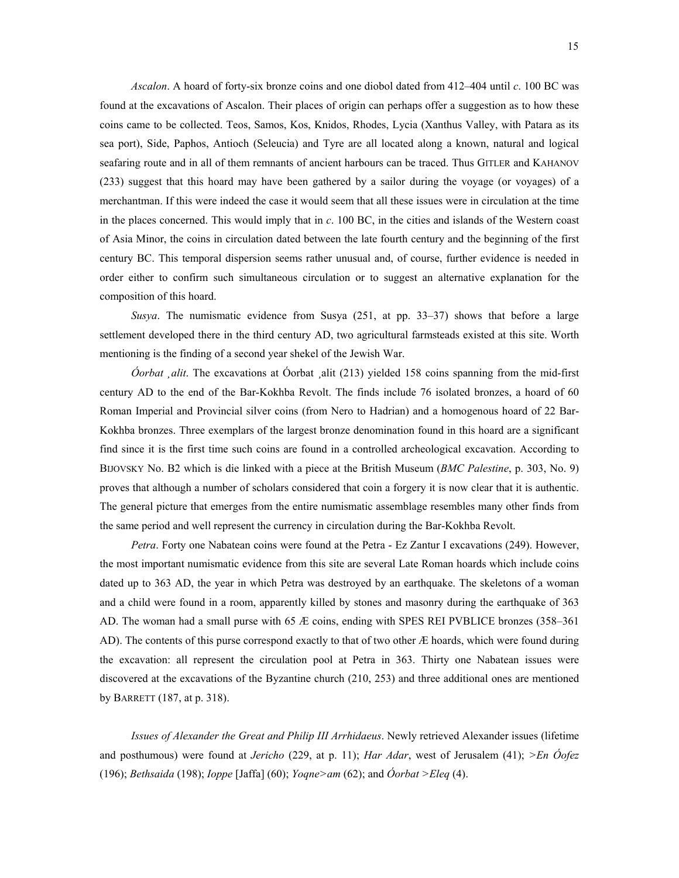*Ascalon*. A hoard of forty-six bronze coins and one diobol dated from 412–404 until *c*. 100 BC was found at the excavations of Ascalon. Their places of origin can perhaps offer a suggestion as to how these coins came to be collected. Teos, Samos, Kos, Knidos, Rhodes, Lycia (Xanthus Valley, with Patara as its sea port), Side, Paphos, Antioch (Seleucia) and Tyre are all located along a known, natural and logical seafaring route and in all of them remnants of ancient harbours can be traced. Thus GITLER and KAHANOV (233) suggest that this hoard may have been gathered by a sailor during the voyage (or voyages) of a merchantman. If this were indeed the case it would seem that all these issues were in circulation at the time in the places concerned. This would imply that in *c*. 100 BC, in the cities and islands of the Western coast of Asia Minor, the coins in circulation dated between the late fourth century and the beginning of the first century BC. This temporal dispersion seems rather unusual and, of course, further evidence is needed in order either to confirm such simultaneous circulation or to suggest an alternative explanation for the composition of this hoard.

*Susya*. The numismatic evidence from Susya (251, at pp. 33–37) shows that before a large settlement developed there in the third century AD, two agricultural farmsteads existed at this site. Worth mentioning is the finding of a second year shekel of the Jewish War.

*Óorbat ¸alit*. The excavations at Óorbat ¸alit (213) yielded 158 coins spanning from the mid-first century AD to the end of the Bar-Kokhba Revolt. The finds include 76 isolated bronzes, a hoard of 60 Roman Imperial and Provincial silver coins (from Nero to Hadrian) and a homogenous hoard of 22 Bar-Kokhba bronzes. Three exemplars of the largest bronze denomination found in this hoard are a significant find since it is the first time such coins are found in a controlled archeological excavation. According to BIJOVSKY No. B2 which is die linked with a piece at the British Museum (*BMC Palestine*, p. 303, No. 9) proves that although a number of scholars considered that coin a forgery it is now clear that it is authentic. The general picture that emerges from the entire numismatic assemblage resembles many other finds from the same period and well represent the currency in circulation during the Bar-Kokhba Revolt.

*Petra*. Forty one Nabatean coins were found at the Petra - Ez Zantur I excavations (249). However, the most important numismatic evidence from this site are several Late Roman hoards which include coins dated up to 363 AD, the year in which Petra was destroyed by an earthquake. The skeletons of a woman and a child were found in a room, apparently killed by stones and masonry during the earthquake of 363 AD. The woman had a small purse with 65 Æ coins, ending with SPES REI PVBLICE bronzes (358–361 AD). The contents of this purse correspond exactly to that of two other Æ hoards, which were found during the excavation: all represent the circulation pool at Petra in 363. Thirty one Nabatean issues were discovered at the excavations of the Byzantine church (210, 253) and three additional ones are mentioned by BARRETT (187, at p. 318).

*Issues of Alexander the Great and Philip III Arrhidaeus*. Newly retrieved Alexander issues (lifetime and posthumous) were found at *Jericho* (229, at p. 11); *Har Adar*, west of Jerusalem (41); *>En Óofez* (196); *Bethsaida* (198); *Ioppe* [Jaffa] (60); *Yoqne>am* (62); and *Óorbat >Eleq* (4).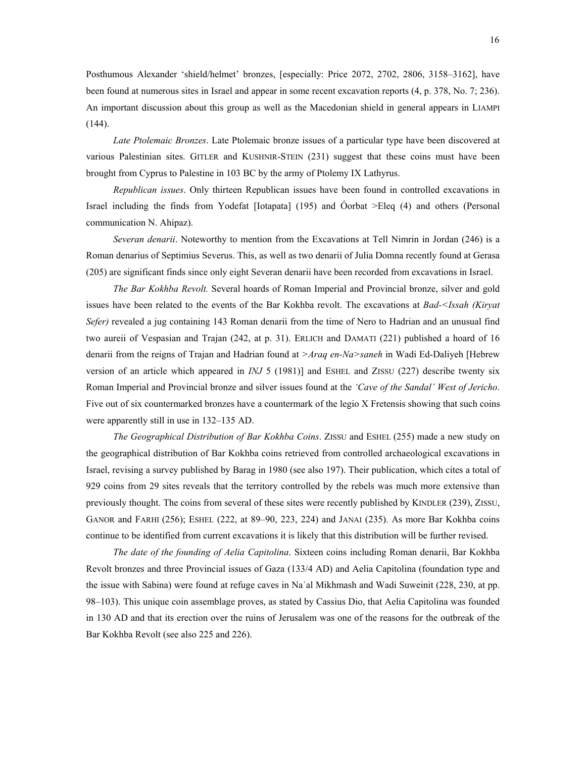Posthumous Alexander 'shield/helmet' bronzes, [especially: Price 2072, 2702, 2806, 3158–3162], have been found at numerous sites in Israel and appear in some recent excavation reports (4, p. 378, No. 7; 236). An important discussion about this group as well as the Macedonian shield in general appears in LIAMPI (144).

*Late Ptolemaic Bronzes*. Late Ptolemaic bronze issues of a particular type have been discovered at various Palestinian sites. GITLER and KUSHNIR-STEIN (231) suggest that these coins must have been brought from Cyprus to Palestine in 103 BC by the army of Ptolemy IX Lathyrus.

*Republican issues*. Only thirteen Republican issues have been found in controlled excavations in Israel including the finds from Yodefat [Iotapata] (195) and Óorbat >Eleq (4) and others (Personal communication N. Ahipaz).

*Severan denarii*. Noteworthy to mention from the Excavations at Tell Nimrin in Jordan (246) is a Roman denarius of Septimius Severus. This, as well as two denarii of Julia Domna recently found at Gerasa (205) are significant finds since only eight Severan denarii have been recorded from excavations in Israel.

*The Bar Kokhba Revolt.* Several hoards of Roman Imperial and Provincial bronze, silver and gold issues have been related to the events of the Bar Kokhba revolt. The excavations at *Bad-<Issah (Kiryat Sefer)* revealed a jug containing 143 Roman denarii from the time of Nero to Hadrian and an unusual find two aureii of Vespasian and Trajan (242, at p. 31). ERLICH and DAMATI (221) published a hoard of 16 denarii from the reigns of Trajan and Hadrian found at *>Araq en-Na>saneh* in Wadi Ed-Daliyeh [Hebrew version of an article which appeared in *INJ* 5 (1981)] and ESHEL and ZISSU (227) describe twenty six Roman Imperial and Provincial bronze and silver issues found at the *'Cave of the Sandal' West of Jericho*. Five out of six countermarked bronzes have a countermark of the legio X Fretensis showing that such coins were apparently still in use in 132–135 AD.

*The Geographical Distribution of Bar Kokhba Coins*. ZISSU and ESHEL (255) made a new study on the geographical distribution of Bar Kokhba coins retrieved from controlled archaeological excavations in Israel, revising a survey published by Barag in 1980 (see also 197). Their publication, which cites a total of 929 coins from 29 sites reveals that the territory controlled by the rebels was much more extensive than previously thought. The coins from several of these sites were recently published by KINDLER (239), ZISSU, GANOR and FARHI (256); ESHEL (222, at 89–90, 223, 224) and JANAI (235). As more Bar Kokhba coins continue to be identified from current excavations it is likely that this distribution will be further revised.

*The date of the founding of Aelia Capitolina*. Sixteen coins including Roman denarii, Bar Kokhba Revolt bronzes and three Provincial issues of Gaza (133/4 AD) and Aelia Capitolina (foundation type and the issue with Sabina) were found at refuge caves in Na˙al Mikhmash and Wadi Suweinit (228, 230, at pp. 98–103). This unique coin assemblage proves, as stated by Cassius Dio, that Aelia Capitolina was founded in 130 AD and that its erection over the ruins of Jerusalem was one of the reasons for the outbreak of the Bar Kokhba Revolt (see also 225 and 226).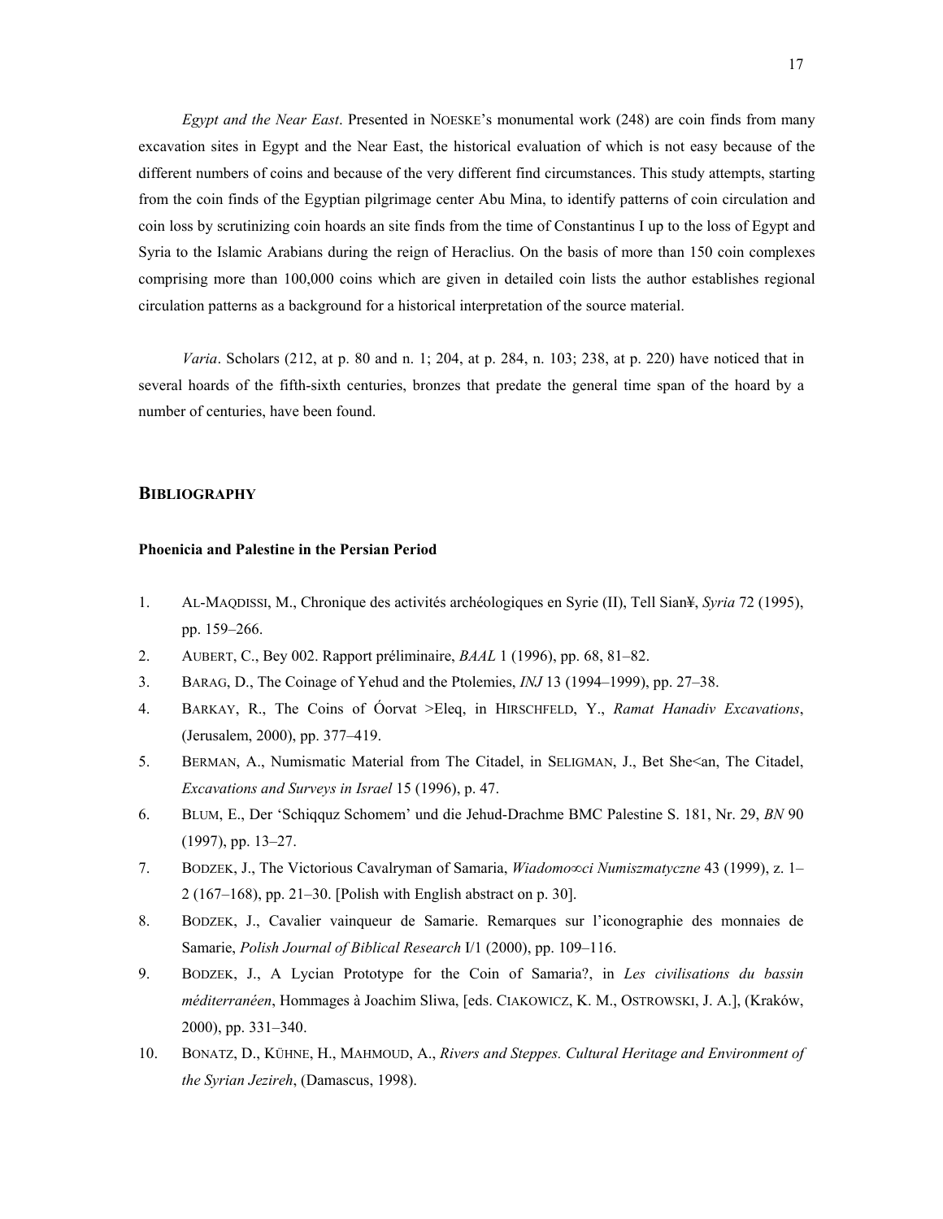*Egypt and the Near East*. Presented in NOESKE's monumental work (248) are coin finds from many excavation sites in Egypt and the Near East, the historical evaluation of which is not easy because of the different numbers of coins and because of the very different find circumstances. This study attempts, starting from the coin finds of the Egyptian pilgrimage center Abu Mina, to identify patterns of coin circulation and coin loss by scrutinizing coin hoards an site finds from the time of Constantinus I up to the loss of Egypt and Syria to the Islamic Arabians during the reign of Heraclius. On the basis of more than 150 coin complexes comprising more than 100,000 coins which are given in detailed coin lists the author establishes regional circulation patterns as a background for a historical interpretation of the source material.

*Varia*. Scholars (212, at p. 80 and n. 1; 204, at p. 284, n. 103; 238, at p. 220) have noticed that in several hoards of the fifth-sixth centuries, bronzes that predate the general time span of the hoard by a number of centuries, have been found.

## BIBLIOGRAPHY

### Phoenicia and Palestine in the Persian Period

1. AL-MAQDISSI, M., Chronique des activités archéologiques en Syrie (II), Tell Sian¥, *Syria* 72 (1995), pp. 159–266.
2. AUBERT, C., Bey 002. Rapport préliminaire, *BAAL* 1 (1996), pp. 68, 81–82.
3. BARAG, D., The Coinage of Yehud and the Ptolemies, *INJ* 13 (1994–1999), pp. 27–38.
4. BARKAY, R., The Coins of Óorvat >Eleq, in HIRSCHFELD, Y., *Ramat Hanadiv Excavations*, (Jerusalem, 2000), pp. 377–419.
5. BERMAN, A., Numismatic Material from The Citadel, in SELIGMAN, J., Bet She<an, The Citadel, *Excavations and Surveys in Israel* 15 (1996), p. 47.
6. BLUM, E., Der 'Schiqquz Schomem' und die Jehud-Drachme BMC Palestine S. 181, Nr. 29, *BN* 90 (1997), pp. 13–27.
7. BODZEK, J., The Victorious Cavalryman of Samaria, *Wiadomo∞ci Numiszmatyczne* 43 (1999), z. 1–2 (167–168), pp. 21–30. [Polish with English abstract on p. 30].
8. BODZEK, J., Cavalier vainqueur de Samarie. Remarques sur l'iconographie des monnaies de Samarie, *Polish Journal of Biblical Research* I/1 (2000), pp. 109–116.
9. BODZEK, J., A Lycian Prototype for the Coin of Samaria?, in *Les civilisations du bassin méditerranéen*, Hommages à Joachim Sliwa, [eds. CIAKOWICZ, K. M., OSTROWSKI, J. A.], (Kraków, 2000), pp. 331–340.
10. BONATZ, D., KÜHNE, H., MAHMOUD, A., *Rivers and Steppes. Cultural Heritage and Environment of the Syrian Jezireh*, (Damascus, 1998).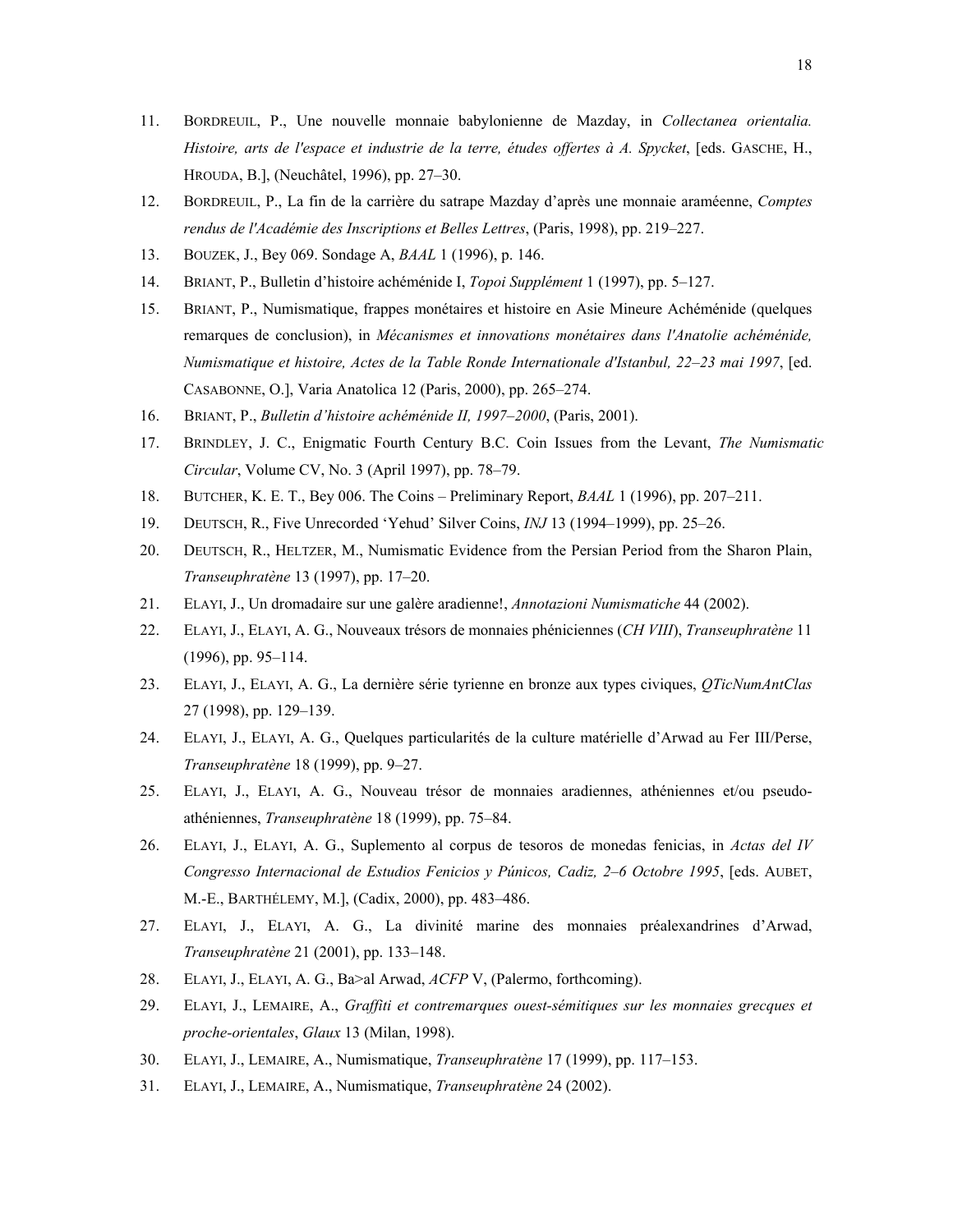11. BORDREUIL, P., Une nouvelle monnaie babylonienne de Mazday, in *Collectanea orientalia. Histoire, arts de l'espace et industrie de la terre, études offertes à A. Spycket*, [eds. GASCHE, H., HROUDA, B.], (Neuchâtel, 1996), pp. 27–30.
12. BORDREUIL, P., La fin de la carrière du satrape Mazday d'après une monnaie araméenne, *Comptes rendus de l'Académie des Inscriptions et Belles Lettres*, (Paris, 1998), pp. 219–227.
13. BOUZEK, J., Bey 069. Sondage A, *BAAL* 1 (1996), p. 146.
14. BRIANT, P., Bulletin d'histoire achéménide I, *Topoi Supplément* 1 (1997), pp. 5–127.
15. BRIANT, P., Numismatique, frappes monétaires et histoire en Asie Mineure Achéménide (quelques remarques de conclusion), in *Mécanismes et innovations monétaires dans l'Anatolie achéménide, Numismatique et histoire, Actes de la Table Ronde Internationale d'Istanbul, 22–23 mai 1997*, [ed. CASABONNE, O.], Varia Anatolica 12 (Paris, 2000), pp. 265–274.
16. BRIANT, P., *Bulletin d'histoire achéménide II, 1997–2000*, (Paris, 2001).
17. BRINDLEY, J. C., Enigmatic Fourth Century B.C. Coin Issues from the Levant, *The Numismatic Circular*, Volume CV, No. 3 (April 1997), pp. 78–79.
18. BUTCHER, K. E. T., Bey 006. The Coins – Preliminary Report, *BAAL* 1 (1996), pp. 207–211.
19. DEUTSCH, R., Five Unrecorded 'Yehud' Silver Coins, *INJ* 13 (1994–1999), pp. 25–26.
20. DEUTSCH, R., HELTZER, M., Numismatic Evidence from the Persian Period from the Sharon Plain, *Transeuphratène* 13 (1997), pp. 17–20.
21. ELAYI, J., Un dromadaire sur une galère aradienne!, *Annotazioni Numismatiche* 44 (2002).
22. ELAYI, J., ELAYI, A. G., Nouveaux trésors de monnaies phéniciennes (*CH VIII*), *Transeuphratène* 11 (1996), pp. 95–114.
23. ELAYI, J., ELAYI, A. G., La dernière série tyrienne en bronze aux types civiques, *QTicNumAntClas* 27 (1998), pp. 129–139.
24. ELAYI, J., ELAYI, A. G., Quelques particularités de la culture matérielle d'Arwad au Fer III/Perse, *Transeuphratène* 18 (1999), pp. 9–27.
25. ELAYI, J., ELAYI, A. G., Nouveau trésor de monnaies aradiennes, athéniennes et/ou pseudo-athéniennes, *Transeuphratène* 18 (1999), pp. 75–84.
26. ELAYI, J., ELAYI, A. G., Suplemento al corpus de tesoros de monedas fenicias, in *Actas del IV Congresso Internacional de Estudios Fenicios y Púnicos, Cadiz, 2–6 Octobre 1995*, [eds. AUBET, M.-E., BARTHÉLEMY, M.], (Cadix, 2000), pp. 483–486.
27. ELAYI, J., ELAYI, A. G., La divinité marine des monnaies préalexandrines d'Arwad, *Transeuphratène* 21 (2001), pp. 133–148.
28. ELAYI, J., ELAYI, A. G., Ba>al Arwad, *ACFP* V, (Palermo, forthcoming).
29. ELAYI, J., LEMAIRE, A., *Graffiti et contremarques ouest-sémitiques sur les monnaies grecques et proche-orientales*, *Glaux* 13 (Milan, 1998).
30. ELAYI, J., LEMAIRE, A., Numismatique, *Transeuphratène* 17 (1999), pp. 117–153.
31. ELAYI, J., LEMAIRE, A., Numismatique, *Transeuphratène* 24 (2002).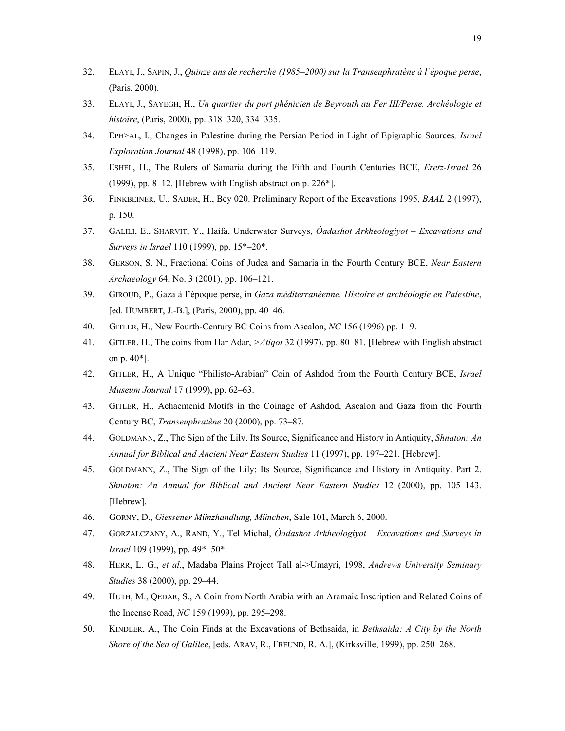32. ELAYI, J., SAPIN, J., *Quinze ans de recherche (1985–2000) sur la Transeuphratène à l'époque perse*, (Paris, 2000).
33. ELAYI, J., SAYEGH, H., *Un quartier du port phénicien de Beyrouth au Fer III/Perse. Archéologie et histoire*, (Paris, 2000), pp. 318–320, 334–335.
34. EPH>AL, I., Changes in Palestine during the Persian Period in Light of Epigraphic Sources*, Israel Exploration Journal* 48 (1998), pp. 106–119.
35. ESHEL, H., The Rulers of Samaria during the Fifth and Fourth Centuries BCE, *Eretz-Israel* 26 (1999), pp. 8–12. [Hebrew with English abstract on p. 226*].
36. FINKBEINER, U., SADER, H., Bey 020. Preliminary Report of the Excavations 1995, *BAAL* 2 (1997), p. 150.
37. GALILI, E., SHARVIT, Y., Haifa, Underwater Surveys, *Óadashot Arkheologiyot – Excavations and Surveys in Israel* 110 (1999), pp. 15*–20*.
38. GERSON, S. N., Fractional Coins of Judea and Samaria in the Fourth Century BCE, *Near Eastern Archaeology* 64, No. 3 (2001), pp. 106–121.
39. GIROUD, P., Gaza à l'époque perse, in *Gaza méditerranéenne. Histoire et archéologie en Palestine*, [ed. HUMBERT, J.-B.], (Paris, 2000), pp. 40–46.
40. GITLER, H., New Fourth-Century BC Coins from Ascalon, *NC* 156 (1996) pp. 1–9.
41. GITLER, H., The coins from Har Adar, *>Atiqot* 32 (1997), pp. 80–81. [Hebrew with English abstract on p. 40*].
42. GITLER, H., A Unique "Philisto-Arabian" Coin of Ashdod from the Fourth Century BCE, *Israel Museum Journal* 17 (1999), pp. 62–63.
43. GITLER, H., Achaemenid Motifs in the Coinage of Ashdod, Ascalon and Gaza from the Fourth Century BC, *Transeuphratène* 20 (2000), pp. 73–87.
44. GOLDMANN, Z., The Sign of the Lily. Its Source, Significance and History in Antiquity, *Shnaton: An Annual for Biblical and Ancient Near Eastern Studies* 11 (1997), pp. 197–221. [Hebrew].
45. GOLDMANN, Z., The Sign of the Lily: Its Source, Significance and History in Antiquity. Part 2. *Shnaton: An Annual for Biblical and Ancient Near Eastern Studies* 12 (2000), pp. 105–143. [Hebrew].
46. GORNY, D., *Giessener Münzhandlung, München*, Sale 101, March 6, 2000.
47. GORZALCZANY, A., RAND, Y., Tel Michal, *Óadashot Arkheologiyot – Excavations and Surveys in Israel* 109 (1999), pp. 49*–50*.
48. HERR, L. G., *et al*., Madaba Plains Project Tall al->Umayri, 1998, *Andrews University Seminary Studies* 38 (2000), pp. 29–44.
49. HUTH, M., QEDAR, S., A Coin from North Arabia with an Aramaic Inscription and Related Coins of the Incense Road, *NC* 159 (1999), pp. 295–298.
50. KINDLER, A., The Coin Finds at the Excavations of Bethsaida, in *Bethsaida: A City by the North Shore of the Sea of Galilee*, [eds. ARAV, R., FREUND, R. A.], (Kirksville, 1999), pp. 250–268.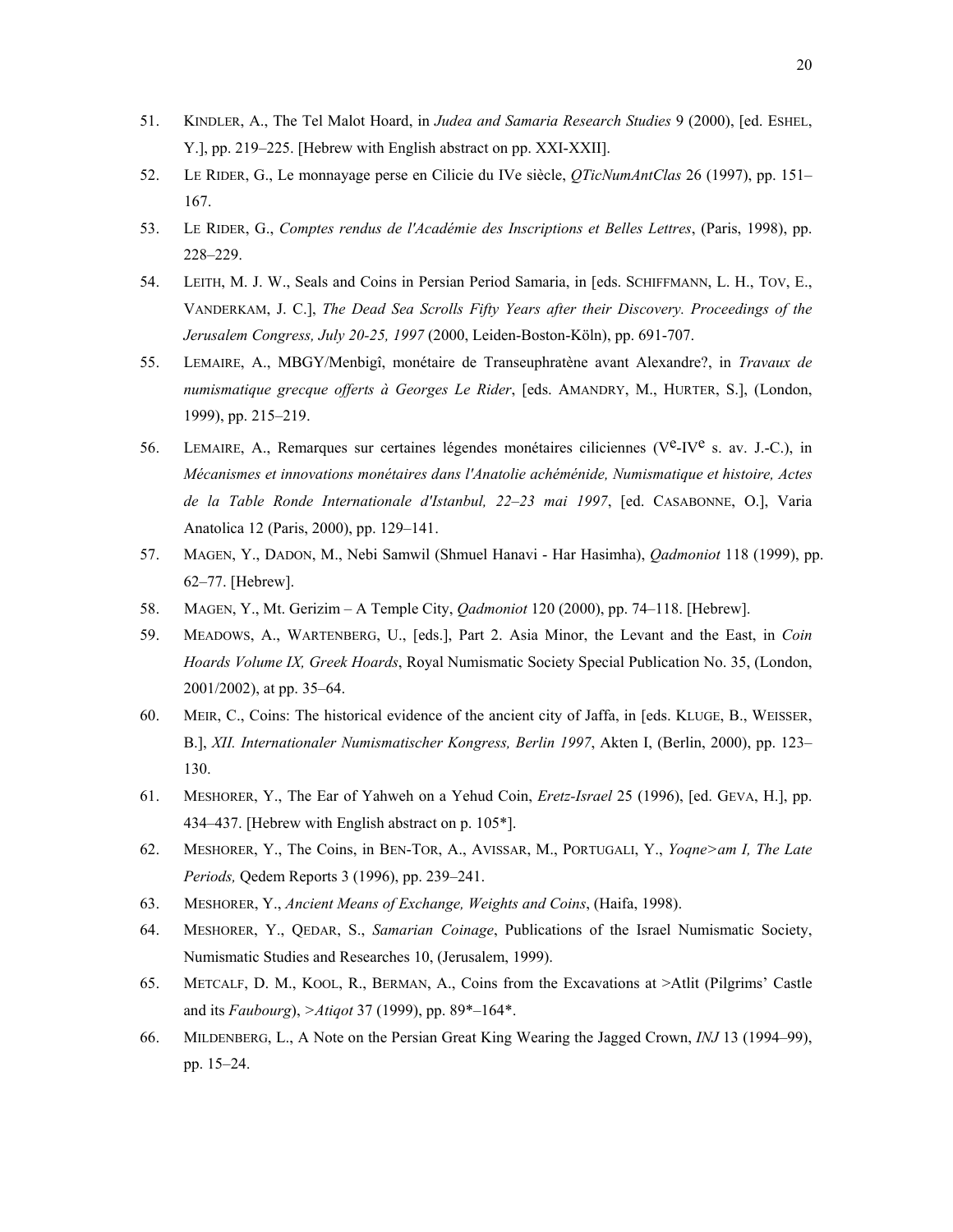51. KINDLER, A., The Tel Malot Hoard, in *Judea and Samaria Research Studies* 9 (2000), [ed. ESHEL, Y.], pp. 219–225. [Hebrew with English abstract on pp. XXI-XXII].

52. LE RIDER, G., Le monnayage perse en Cilicie du IVe siècle, *QTicNumAntClas* 26 (1997), pp. 151–167.

53. LE RIDER, G., *Comptes rendus de l'Académie des Inscriptions et Belles Lettres*, (Paris, 1998), pp. 228–229.

54. LEITH, M. J. W., Seals and Coins in Persian Period Samaria, in [eds. SCHIFFMANN, L. H., TOV, E., VANDERKAM, J. C.], *The Dead Sea Scrolls Fifty Years after their Discovery. Proceedings of the Jerusalem Congress, July 20-25, 1997* (2000, Leiden-Boston-Köln), pp. 691-707.

55. LEMAIRE, A., MBGY/Menbigî, monétaire de Transeuphratène avant Alexandre?, in *Travaux de numismatique grecque offerts à Georges Le Rider*, [eds. AMANDRY, M., HURTER, S.], (London, 1999), pp. 215–219.

56. LEMAIRE, A., Remarques sur certaines légendes monétaires ciliciennes (V$^{e}$-IV$^{e}$ s. av. J.-C.), in *Mécanismes et innovations monétaires dans l'Anatolie achéménide, Numismatique et histoire, Actes de la Table Ronde Internationale d'Istanbul, 22–23 mai 1997*, [ed. CASABONNE, O.], Varia Anatolica 12 (Paris, 2000), pp. 129–141.

57. MAGEN, Y., DADON, M., Nebi Samwil (Shmuel Hanavi - Har Hasimha), *Qadmoniot* 118 (1999), pp. 62–77. [Hebrew].

58. MAGEN, Y., Mt. Gerizim – A Temple City, *Qadmoniot* 120 (2000), pp. 74–118. [Hebrew].

59. MEADOWS, A., WARTENBERG, U., [eds.], Part 2. Asia Minor, the Levant and the East, in *Coin Hoards Volume IX, Greek Hoards*, Royal Numismatic Society Special Publication No. 35, (London, 2001/2002), at pp. 35–64.

60. MEIR, C., Coins: The historical evidence of the ancient city of Jaffa, in [eds. KLUGE, B., WEISSER, B.], *XII. Internationaler Numismatischer Kongress, Berlin 1997*, Akten I, (Berlin, 2000), pp. 123–130.

61. MESHORER, Y., The Ear of Yahweh on a Yehud Coin, *Eretz-Israel* 25 (1996), [ed. GEVA, H.], pp. 434–437. [Hebrew with English abstract on p. 105*].

62. MESHORER, Y., The Coins, in BEN-TOR, A., AVISSAR, M., PORTUGALI, Y., *Yoqne>am I, The Late Periods,* Qedem Reports 3 (1996), pp. 239–241.

63. MESHORER, Y., *Ancient Means of Exchange, Weights and Coins*, (Haifa, 1998).

64. MESHORER, Y., QEDAR, S., *Samarian Coinage*, Publications of the Israel Numismatic Society, Numismatic Studies and Researches 10, (Jerusalem, 1999).

65. METCALF, D. M., KOOL, R., BERMAN, A., Coins from the Excavations at >Atlit (Pilgrims' Castle and its *Faubourg*), *>Atiqot* 37 (1999), pp. 89*–164*.

66. MILDENBERG, L., A Note on the Persian Great King Wearing the Jagged Crown, *INJ* 13 (1994–99), pp. 15–24.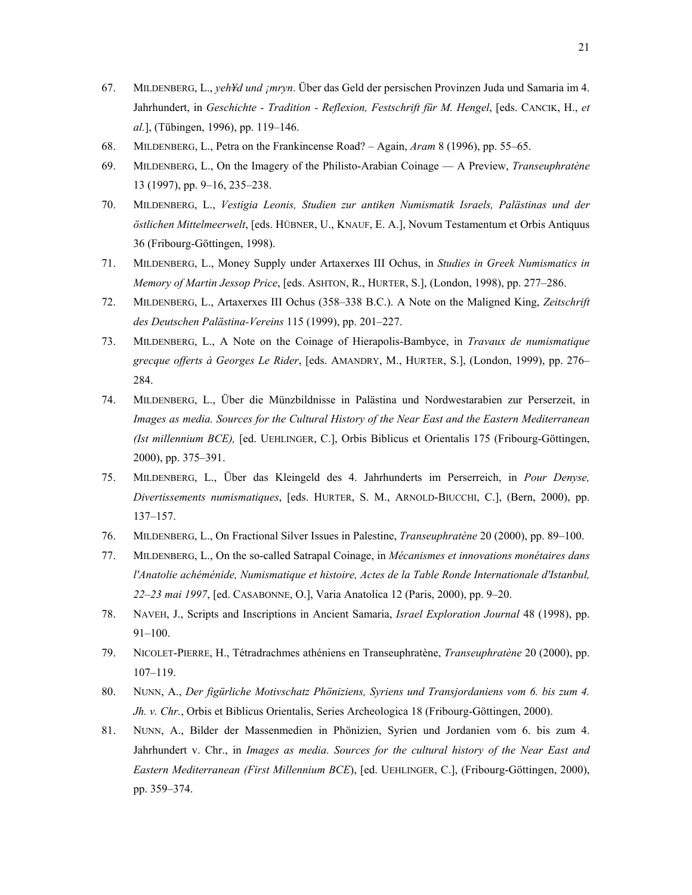67. MILDENBERG, L., *yeh¥d und ¡mryn*. Über das Geld der persischen Provinzen Juda und Samaria im 4. Jahrhundert, in *Geschichte - Tradition - Reflexion, Festschrift für M. Hengel*, [eds. CANCIK, H., *et al.*], (Tübingen, 1996), pp. 119–146.

68. MILDENBERG, L., Petra on the Frankincense Road? – Again, *Aram* 8 (1996), pp. 55–65.

69. MILDENBERG, L., On the Imagery of the Philisto-Arabian Coinage — A Preview, *Transeuphratène* 13 (1997), pp. 9–16, 235–238.

70. MILDENBERG, L., *Vestigia Leonis, Studien zur antiken Numismatik Israels, Palästinas und der östlichen Mittelmeerwelt*, [eds. HÜBNER, U., KNAUF, E. A.], Novum Testamentum et Orbis Antiquus 36 (Fribourg-Göttingen, 1998).

71. MILDENBERG, L., Money Supply under Artaxerxes III Ochus, in *Studies in Greek Numismatics in Memory of Martin Jessop Price*, [eds. ASHTON, R., HURTER, S.], (London, 1998), pp. 277–286.

72. MILDENBERG, L., Artaxerxes III Ochus (358–338 B.C.). A Note on the Maligned King, *Zeitschrift des Deutschen Palästina-Vereins* 115 (1999), pp. 201–227.

73. MILDENBERG, L., A Note on the Coinage of Hierapolis-Bambyce, in *Travaux de numismatique grecque offerts à Georges Le Rider*, [eds. AMANDRY, M., HURTER, S.], (London, 1999), pp. 276–284.

74. MILDENBERG, L., Über die Münzbildnisse in Palästina und Nordwestarabien zur Perserzeit, in *Images as media. Sources for the Cultural History of the Near East and the Eastern Mediterranean (Ist millennium BCE),* [ed. UEHLINGER, C.], Orbis Biblicus et Orientalis 175 (Fribourg-Göttingen, 2000), pp. 375–391.

75. MILDENBERG, L., Über das Kleingeld des 4. Jahrhunderts im Perserreich, in *Pour Denyse, Divertissements numismatiques*, [eds. HURTER, S. M., ARNOLD-BIUCCHI, C.], (Bern, 2000), pp. 137–157.

76. MILDENBERG, L., On Fractional Silver Issues in Palestine, *Transeuphratène* 20 (2000), pp. 89–100.

77. MILDENBERG, L., On the so-called Satrapal Coinage, in *Mécanismes et innovations monétaires dans l'Anatolie achéménide, Numismatique et histoire, Actes de la Table Ronde Internationale d'Istanbul, 22–23 mai 1997*, [ed. CASABONNE, O.], Varia Anatolica 12 (Paris, 2000), pp. 9–20.

78. NAVEH, J., Scripts and Inscriptions in Ancient Samaria, *Israel Exploration Journal* 48 (1998), pp. 91–100.

79. NICOLET-PIERRE, H., Tétradrachmes athéniens en Transeuphratène, *Transeuphratène* 20 (2000), pp. 107–119.

80. NUNN, A., *Der figürliche Motivschatz Phöniziens, Syriens und Transjordaniens vom 6. bis zum 4. Jh. v. Chr.*, Orbis et Biblicus Orientalis, Series Archeologica 18 (Fribourg-Göttingen, 2000).

81. NUNN, A., Bilder der Massenmedien in Phönizien, Syrien und Jordanien vom 6. bis zum 4. Jahrhundert v. Chr., in *Images as media. Sources for the cultural history of the Near East and Eastern Mediterranean (First Millennium BCE*), [ed. UEHLINGER, C.], (Fribourg-Göttingen, 2000), pp. 359–374.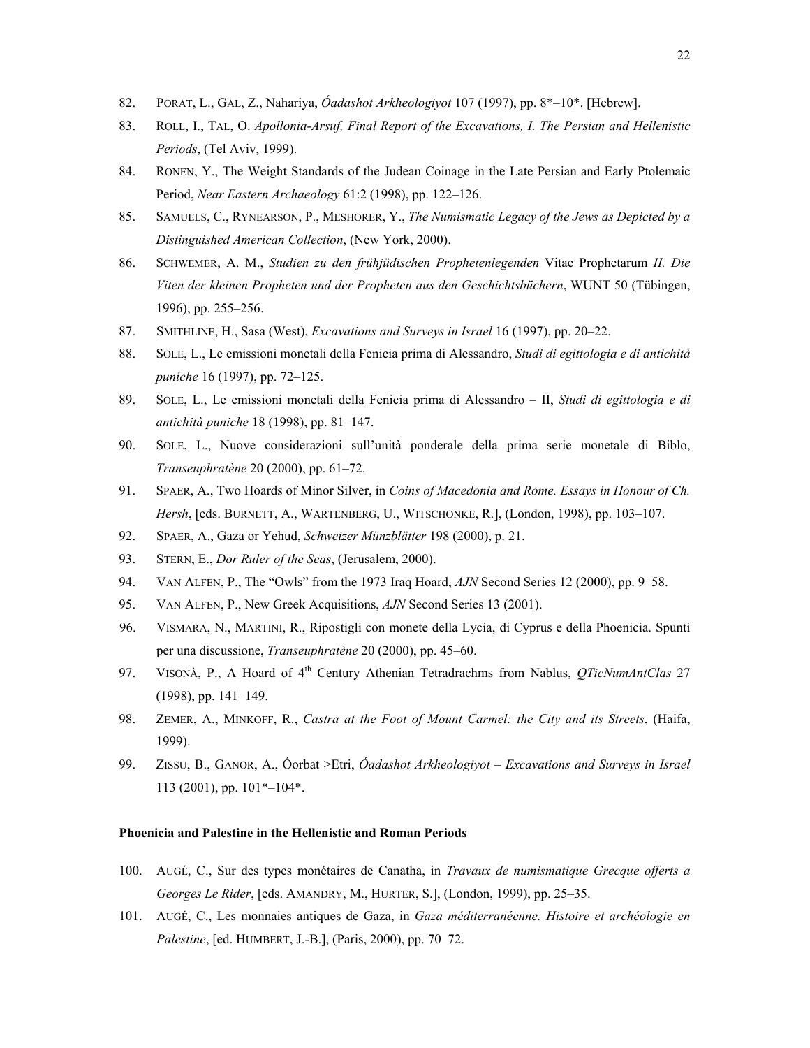82. PORAT, L., GAL, Z., Nahariya, *Óadashot Arkheologiyot* 107 (1997), pp. 8*–10*. [Hebrew].

83. ROLL, I., TAL, O. *Apollonia-Arsuf, Final Report of the Excavations, I. The Persian and Hellenistic Periods*, (Tel Aviv, 1999).

84. RONEN, Y., The Weight Standards of the Judean Coinage in the Late Persian and Early Ptolemaic Period, *Near Eastern Archaeology* 61:2 (1998), pp. 122–126.

85. SAMUELS, C., RYNEARSON, P., MESHORER, Y., *The Numismatic Legacy of the Jews as Depicted by a Distinguished American Collection*, (New York, 2000).

86. SCHWEMER, A. M., *Studien zu den frühjüdischen Prophetenlegenden* Vitae Prophetarum *II. Die Viten der kleinen Propheten und der Propheten aus den Geschichtsbüchern*, WUNT 50 (Tübingen, 1996), pp. 255–256.

87. SMITHLINE, H., Sasa (West), *Excavations and Surveys in Israel* 16 (1997), pp. 20–22.

88. SOLE, L., Le emissioni monetali della Fenicia prima di Alessandro, *Studi di egittologia e di antichità puniche* 16 (1997), pp. 72–125.

89. SOLE, L., Le emissioni monetali della Fenicia prima di Alessandro – II, *Studi di egittologia e di antichità puniche* 18 (1998), pp. 81–147.

90. SOLE, L., Nuove considerazioni sull'unità ponderale della prima serie monetale di Biblo, *Transeuphratène* 20 (2000), pp. 61–72.

91. SPAER, A., Two Hoards of Minor Silver, in *Coins of Macedonia and Rome. Essays in Honour of Ch. Hersh*, [eds. BURNETT, A., WARTENBERG, U., WITSCHONKE, R.], (London, 1998), pp. 103–107.

92. SPAER, A., Gaza or Yehud, *Schweizer Münzblätter* 198 (2000), p. 21.

93. STERN, E., *Dor Ruler of the Seas*, (Jerusalem, 2000).

94. VAN ALFEN, P., The "Owls" from the 1973 Iraq Hoard, *AJN* Second Series 12 (2000), pp. 9–58.

95. VAN ALFEN, P., New Greek Acquisitions, *AJN* Second Series 13 (2001).

96. VISMARA, N., MARTINI, R., Ripostigli con monete della Lycia, di Cyprus e della Phoenicia. Spunti per una discussione, *Transeuphratène* 20 (2000), pp. 45–60.

97. VISONÀ, P., A Hoard of 4th Century Athenian Tetradrachms from Nablus, *QTicNumAntClas* 27 (1998), pp. 141–149.

98. ZEMER, A., MINKOFF, R., *Castra at the Foot of Mount Carmel: the City and its Streets*, (Haifa, 1999).

99. ZISSU, B., GANOR, A., Óorbat >Etri, *Óadashot Arkheologiyot – Excavations and Surveys in Israel* 113 (2001), pp. 101*–104*.

**Phoenicia and Palestine in the Hellenistic and Roman Periods**

100. AUGÉ, C., Sur des types monétaires de Canatha, in *Travaux de numismatique Grecque offerts a Georges Le Rider*, [eds. AMANDRY, M., HURTER, S.], (London, 1999), pp. 25–35.

101. AUGÉ, C., Les monnaies antiques de Gaza, in *Gaza méditerranéenne. Histoire et archéologie en Palestine*, [ed. HUMBERT, J.-B.], (Paris, 2000), pp. 70–72.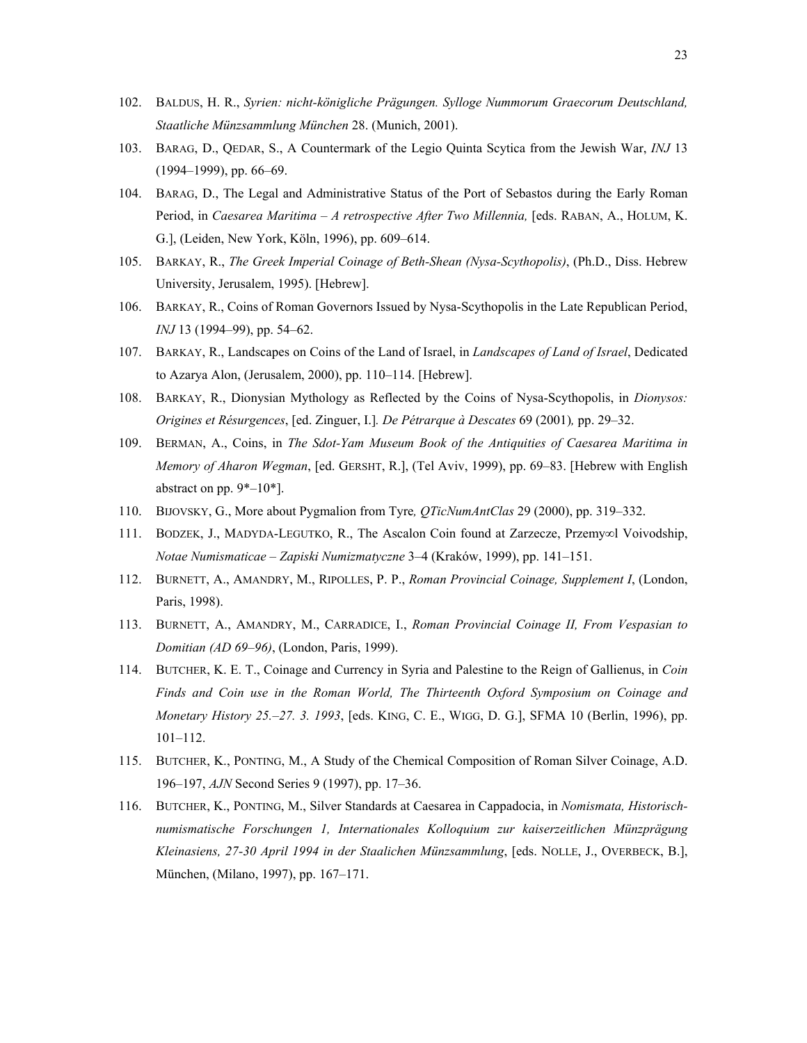102. BALDUS, H. R., *Syrien: nicht-königliche Prägungen. Sylloge Nummorum Graecorum Deutschland, Staatliche Münzsammlung München* 28. (Munich, 2001).

103. BARAG, D., QEDAR, S., A Countermark of the Legio Quinta Scytica from the Jewish War, *INJ* 13 (1994–1999), pp. 66–69.

104. BARAG, D., The Legal and Administrative Status of the Port of Sebastos during the Early Roman Period, in *Caesarea Maritima – A retrospective After Two Millennia,* [eds. RABAN, A., HOLUM, K. G.], (Leiden, New York, Köln, 1996), pp. 609–614.

105. BARKAY, R., *The Greek Imperial Coinage of Beth-Shean (Nysa-Scythopolis)*, (Ph.D., Diss. Hebrew University, Jerusalem, 1995). [Hebrew].

106. BARKAY, R., Coins of Roman Governors Issued by Nysa-Scythopolis in the Late Republican Period, *INJ* 13 (1994–99), pp. 54–62.

107. BARKAY, R., Landscapes on Coins of the Land of Israel, in *Landscapes of Land of Israel*, Dedicated to Azarya Alon, (Jerusalem, 2000), pp. 110–114. [Hebrew].

108. BARKAY, R., Dionysian Mythology as Reflected by the Coins of Nysa-Scythopolis, in *Dionysos: Origines et Résurgences*, [ed. Zinguer, I.]*. De Pétrarque à Descates* 69 (2001)*,* pp. 29–32.

109. BERMAN, A., Coins, in *The Sdot-Yam Museum Book of the Antiquities of Caesarea Maritima in Memory of Aharon Wegman*, [ed. GERSHT, R.], (Tel Aviv, 1999), pp. 69–83. [Hebrew with English abstract on pp. 9*–10*].

110. BIJOVSKY, G., More about Pygmalion from Tyre*, QTicNumAntClas* 29 (2000), pp. 319–332.

111. BODZEK, J., MADYDA-LEGUTKO, R., The Ascalon Coin found at Zarzecze, Przemy∞l Voivodship, *Notae Numismaticae – Zapiski Numizmatyczne* 3–4 (Kraków, 1999), pp. 141–151.

112. BURNETT, A., AMANDRY, M., RIPOLLES, P. P., *Roman Provincial Coinage, Supplement I*, (London, Paris, 1998).

113. BURNETT, A., AMANDRY, M., CARRADICE, I., *Roman Provincial Coinage II, From Vespasian to Domitian (AD 69–96)*, (London, Paris, 1999).

114. BUTCHER, K. E. T., Coinage and Currency in Syria and Palestine to the Reign of Gallienus, in *Coin Finds and Coin use in the Roman World, The Thirteenth Oxford Symposium on Coinage and Monetary History 25.–27. 3. 1993*, [eds. KING, C. E., WIGG, D. G.], SFMA 10 (Berlin, 1996), pp. 101–112.

115. BUTCHER, K., PONTING, M., A Study of the Chemical Composition of Roman Silver Coinage, A.D. 196–197, *AJN* Second Series 9 (1997), pp. 17–36.

116. BUTCHER, K., PONTING, M., Silver Standards at Caesarea in Cappadocia, in *Nomismata, Historisch-numismatische Forschungen 1, Internationales Kolloquium zur kaiserzeitlichen Münzprägung Kleinasiens, 27-30 April 1994 in der Staalichen Münzsammlung*, [eds. NOLLE, J., OVERBECK, B.], München, (Milano, 1997), pp. 167–171.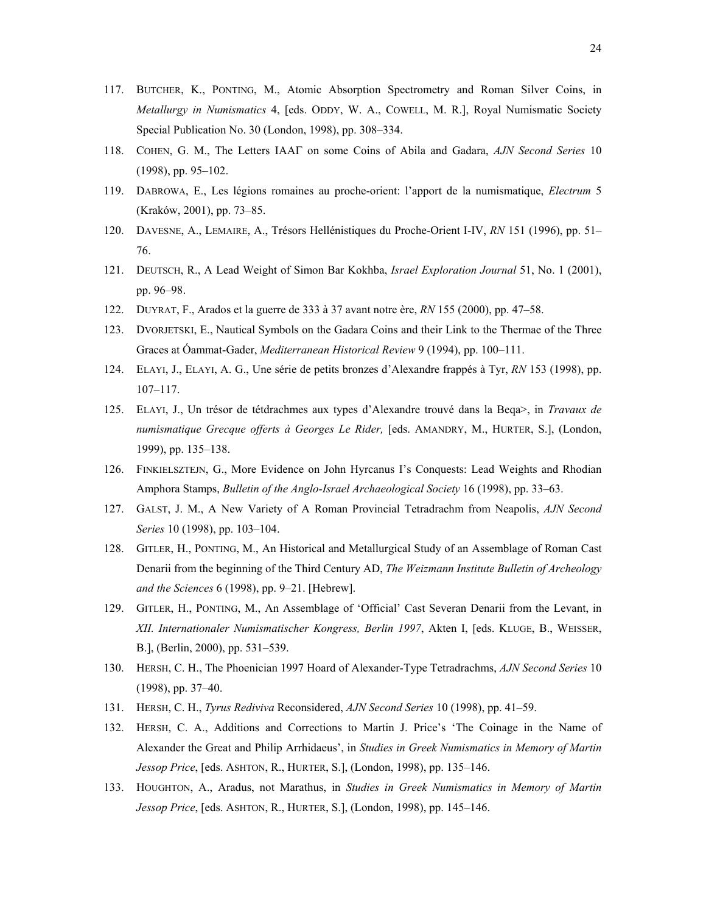117. BUTCHER, K., PONTING, M., Atomic Absorption Spectrometry and Roman Silver Coins, in *Metallurgy in Numismatics* 4, [eds. ODDY, W. A., COWELL, M. R.], Royal Numismatic Society Special Publication No. 30 (London, 1998), pp. 308–334.
118. COHEN, G. M., The Letters IAAΓ on some Coins of Abila and Gadara, *AJN Second Series* 10 (1998), pp. 95–102.
119. DABROWA, E., Les légions romaines au proche-orient: l'apport de la numismatique, *Electrum* 5 (Kraków, 2001), pp. 73–85.
120. DAVESNE, A., LEMAIRE, A., Trésors Hellénistiques du Proche-Orient I-IV, *RN* 151 (1996), pp. 51–76.
121. DEUTSCH, R., A Lead Weight of Simon Bar Kokhba, *Israel Exploration Journal* 51, No. 1 (2001), pp. 96–98.
122. DUYRAT, F., Arados et la guerre de 333 à 37 avant notre ère, *RN* 155 (2000), pp. 47–58.
123. DVORJETSKI, E., Nautical Symbols on the Gadara Coins and their Link to the Thermae of the Three Graces at Óammat-Gader, *Mediterranean Historical Review* 9 (1994), pp. 100–111.
124. ELAYI, J., ELAYI, A. G., Une série de petits bronzes d'Alexandre frappés à Tyr, *RN* 153 (1998), pp. 107–117.
125. ELAYI, J., Un trésor de tétdrachmes aux types d'Alexandre trouvé dans la Beqa>, in *Travaux de numismatique Grecque offerts à Georges Le Rider,* [eds. AMANDRY, M., HURTER, S.], (London, 1999), pp. 135–138.
126. FINKIELSZTEJN, G., More Evidence on John Hyrcanus I's Conquests: Lead Weights and Rhodian Amphora Stamps, *Bulletin of the Anglo-Israel Archaeological Society* 16 (1998), pp. 33–63.
127. GALST, J. M., A New Variety of A Roman Provincial Tetradrachm from Neapolis, *AJN Second Series* 10 (1998), pp. 103–104.
128. GITLER, H., PONTING, M., An Historical and Metallurgical Study of an Assemblage of Roman Cast Denarii from the beginning of the Third Century AD, *The Weizmann Institute Bulletin of Archeology and the Sciences* 6 (1998), pp. 9–21. [Hebrew].
129. GITLER, H., PONTING, M., An Assemblage of 'Official' Cast Severan Denarii from the Levant, in *XII. Internationaler Numismatischer Kongress, Berlin 1997*, Akten I, [eds. KLUGE, B., WEISSER, B.], (Berlin, 2000), pp. 531–539.
130. HERSH, C. H., The Phoenician 1997 Hoard of Alexander-Type Tetradrachms, *AJN Second Series* 10 (1998), pp. 37–40.
131. HERSH, C. H., *Tyrus Rediviva* Reconsidered, *AJN Second Series* 10 (1998), pp. 41–59.
132. HERSH, C. A., Additions and Corrections to Martin J. Price's 'The Coinage in the Name of Alexander the Great and Philip Arrhidaeus', in *Studies in Greek Numismatics in Memory of Martin Jessop Price*, [eds. ASHTON, R., HURTER, S.], (London, 1998), pp. 135–146.
133. HOUGHTON, A., Aradus, not Marathus, in *Studies in Greek Numismatics in Memory of Martin Jessop Price*, [eds. ASHTON, R., HURTER, S.], (London, 1998), pp. 145–146.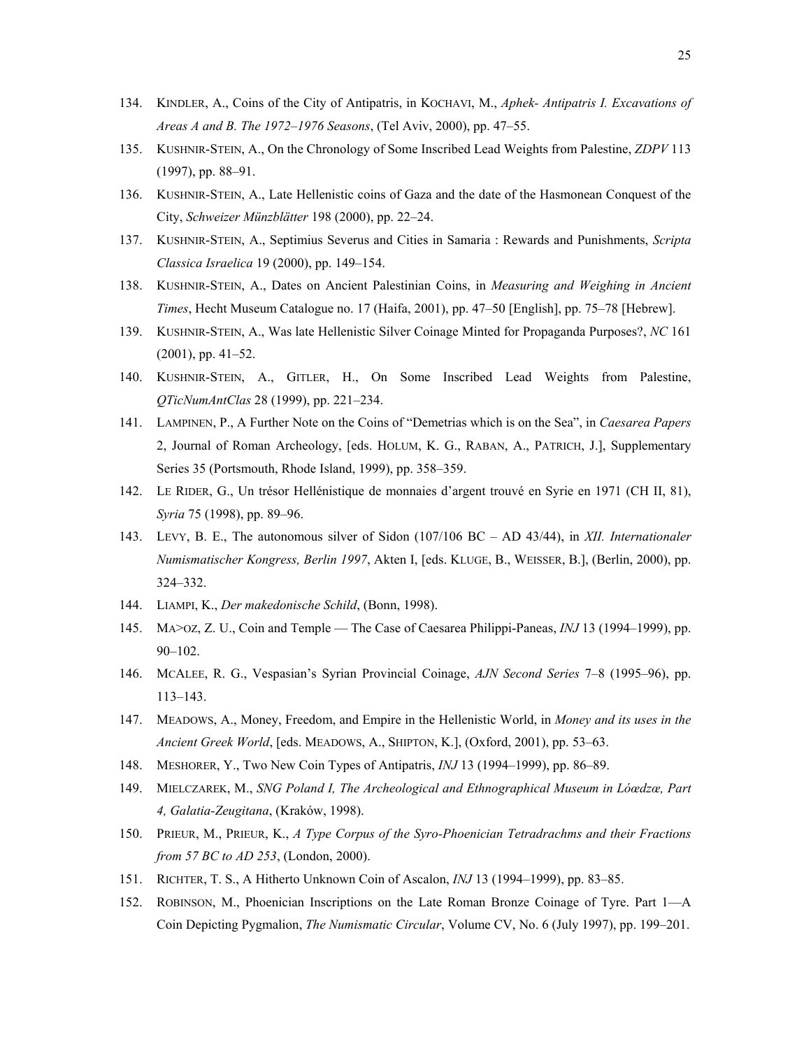134. KINDLER, A., Coins of the City of Antipatris, in KOCHAVI, M., *Aphek- Antipatris I. Excavations of Areas A and B. The 1972–1976 Seasons*, (Tel Aviv, 2000), pp. 47–55.

135. KUSHNIR-STEIN, A., On the Chronology of Some Inscribed Lead Weights from Palestine, *ZDPV* 113 (1997), pp. 88–91.

136. KUSHNIR-STEIN, A., Late Hellenistic coins of Gaza and the date of the Hasmonean Conquest of the City, *Schweizer Münzblätter* 198 (2000), pp. 22–24.

137. KUSHNIR-STEIN, A., Septimius Severus and Cities in Samaria : Rewards and Punishments, *Scripta Classica Israelica* 19 (2000), pp. 149–154.

138. KUSHNIR-STEIN, A., Dates on Ancient Palestinian Coins, in *Measuring and Weighing in Ancient Times*, Hecht Museum Catalogue no. 17 (Haifa, 2001), pp. 47–50 [English], pp. 75–78 [Hebrew].

139. KUSHNIR-STEIN, A., Was late Hellenistic Silver Coinage Minted for Propaganda Purposes?, *NC* 161 (2001), pp. 41–52.

140. KUSHNIR-STEIN, A., GITLER, H., On Some Inscribed Lead Weights from Palestine, *QTicNumAntClas* 28 (1999), pp. 221–234.

141. LAMPINEN, P., A Further Note on the Coins of "Demetrias which is on the Sea", in *Caesarea Papers* 2, Journal of Roman Archeology, [eds. HOLUM, K. G., RABAN, A., PATRICH, J.], Supplementary Series 35 (Portsmouth, Rhode Island, 1999), pp. 358–359.

142. LE RIDER, G., Un trésor Hellénistique de monnaies d'argent trouvé en Syrie en 1971 (CH II, 81), *Syria* 75 (1998), pp. 89–96.

143. LEVY, B. E., The autonomous silver of Sidon (107/106 BC – AD 43/44), in *XII. Internationaler Numismatischer Kongress, Berlin 1997*, Akten I, [eds. KLUGE, B., WEISSER, B.], (Berlin, 2000), pp. 324–332.

144. LIAMPI, K., *Der makedonische Schild*, (Bonn, 1998).

145. MA>OZ, Z. U., Coin and Temple — The Case of Caesarea Philippi-Paneas, *INJ* 13 (1994–1999), pp. 90–102.

146. MCALEE, R. G., Vespasian's Syrian Provincial Coinage, *AJN Second Series* 7–8 (1995–96), pp. 113–143.

147. MEADOWS, A., Money, Freedom, and Empire in the Hellenistic World, in *Money and its uses in the Ancient Greek World*, [eds. MEADOWS, A., SHIPTON, K.], (Oxford, 2001), pp. 53–63.

148. MESHORER, Y., Two New Coin Types of Antipatris, *INJ* 13 (1994–1999), pp. 86–89.

149. MIELCZAREK, M., *SNG Poland I, The Archeological and Ethnographical Museum in Lóœdzœ, Part 4, Galatia-Zeugitana*, (Kraków, 1998).

150. PRIEUR, M., PRIEUR, K., *A Type Corpus of the Syro-Phoenician Tetradrachms and their Fractions from 57 BC to AD 253*, (London, 2000).

151. RICHTER, T. S., A Hitherto Unknown Coin of Ascalon, *INJ* 13 (1994–1999), pp. 83–85.

152. ROBINSON, M., Phoenician Inscriptions on the Late Roman Bronze Coinage of Tyre. Part 1—A Coin Depicting Pygmalion, *The Numismatic Circular*, Volume CV, No. 6 (July 1997), pp. 199–201.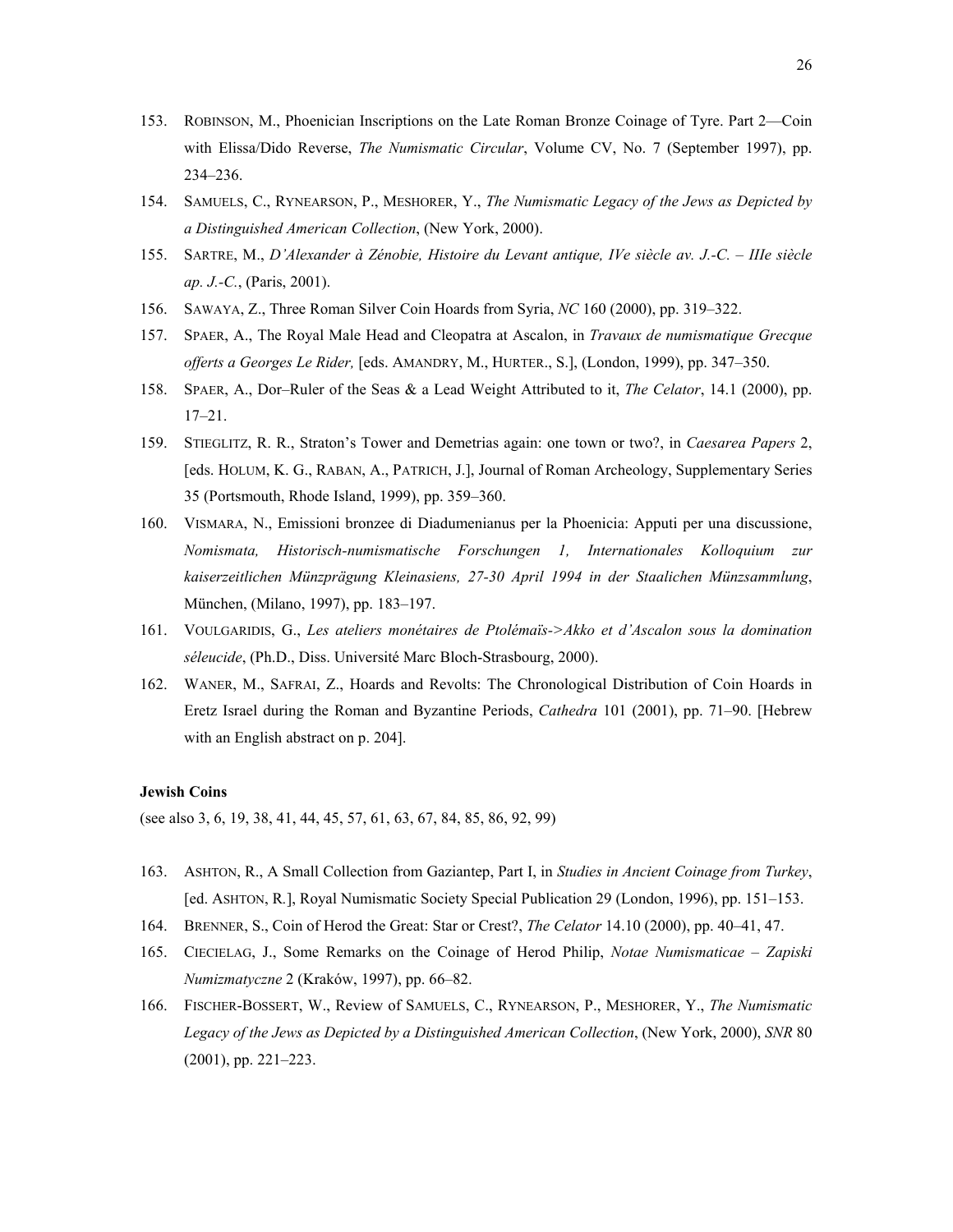153. ROBINSON, M., Phoenician Inscriptions on the Late Roman Bronze Coinage of Tyre. Part 2—Coin with Elissa/Dido Reverse, *The Numismatic Circular*, Volume CV, No. 7 (September 1997), pp. 234–236.
154. SAMUELS, C., RYNEARSON, P., MESHORER, Y., *The Numismatic Legacy of the Jews as Depicted by a Distinguished American Collection*, (New York, 2000).
155. SARTRE, M., *D'Alexander à Zénobie, Histoire du Levant antique, IVe siècle av. J.-C. – IIIe siècle ap. J.-C.*, (Paris, 2001).
156. SAWAYA, Z., Three Roman Silver Coin Hoards from Syria, *NC* 160 (2000), pp. 319–322.
157. SPAER, A., The Royal Male Head and Cleopatra at Ascalon, in *Travaux de numismatique Grecque offerts a Georges Le Rider,* [eds. AMANDRY, M., HURTER., S.], (London, 1999), pp. 347–350.
158. SPAER, A., Dor–Ruler of the Seas & a Lead Weight Attributed to it, *The Celator*, 14.1 (2000), pp. 17–21.
159. STIEGLITZ, R. R., Straton's Tower and Demetrias again: one town or two?, in *Caesarea Papers* 2, [eds. HOLUM, K. G., RABAN, A., PATRICH, J.], Journal of Roman Archeology, Supplementary Series 35 (Portsmouth, Rhode Island, 1999), pp. 359–360.
160. VISMARA, N., Emissioni bronzee di Diadumenianus per la Phoenicia: Apputi per una discussione, *Nomismata, Historisch-numismatische Forschungen 1, Internationales Kolloquium zur kaiserzeitlichen Münzprägung Kleinasiens, 27-30 April 1994 in der Staalichen Münzsammlung*, München, (Milano, 1997), pp. 183–197.
161. VOULGARIDIS, G., *Les ateliers monétaires de Ptolémaïs->Akko et d'Ascalon sous la domination séleucide*, (Ph.D., Diss. Université Marc Bloch-Strasbourg, 2000).
162. WANER, M., SAFRAI, Z., Hoards and Revolts: The Chronological Distribution of Coin Hoards in Eretz Israel during the Roman and Byzantine Periods, *Cathedra* 101 (2001), pp. 71–90. [Hebrew with an English abstract on p. 204].

**Jewish Coins**

(see also 3, 6, 19, 38, 41, 44, 45, 57, 61, 63, 67, 84, 85, 86, 92, 99)

163. ASHTON, R., A Small Collection from Gaziantep, Part I, in *Studies in Ancient Coinage from Turkey*, [ed. ASHTON, R.], Royal Numismatic Society Special Publication 29 (London, 1996), pp. 151–153.
164. BRENNER, S., Coin of Herod the Great: Star or Crest?, *The Celator* 14.10 (2000), pp. 40–41, 47.
165. CIECIELAG, J., Some Remarks on the Coinage of Herod Philip, *Notae Numismaticae – Zapiski Numizmatyczne* 2 (Kraków, 1997), pp. 66–82.
166. FISCHER-BOSSERT, W., Review of SAMUELS, C., RYNEARSON, P., MESHORER, Y., *The Numismatic Legacy of the Jews as Depicted by a Distinguished American Collection*, (New York, 2000), *SNR* 80 (2001), pp. 221–223.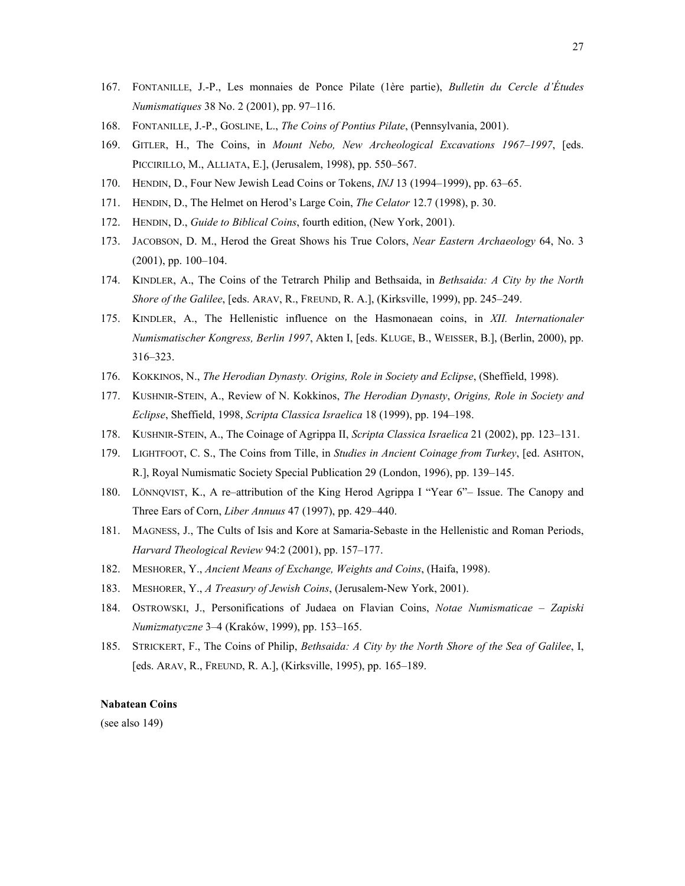167. FONTANILLE, J.-P., Les monnaies de Ponce Pilate (1ère partie), *Bulletin du Cercle d'Études Numismatiques* 38 No. 2 (2001), pp. 97–116.
168. FONTANILLE, J.-P., GOSLINE, L., *The Coins of Pontius Pilate*, (Pennsylvania, 2001).
169. GITLER, H., The Coins, in *Mount Nebo, New Archeological Excavations 1967–1997*, [eds. PICCIRILLO, M., ALLIATA, E.], (Jerusalem, 1998), pp. 550–567.
170. HENDIN, D., Four New Jewish Lead Coins or Tokens, *INJ* 13 (1994–1999), pp. 63–65.
171. HENDIN, D., The Helmet on Herod's Large Coin, *The Celator* 12.7 (1998), p. 30.
172. HENDIN, D., *Guide to Biblical Coins*, fourth edition, (New York, 2001).
173. JACOBSON, D. M., Herod the Great Shows his True Colors, *Near Eastern Archaeology* 64, No. 3 (2001), pp. 100–104.
174. KINDLER, A., The Coins of the Tetrarch Philip and Bethsaida, in *Bethsaida: A City by the North Shore of the Galilee*, [eds. ARAV, R., FREUND, R. A.], (Kirksville, 1999), pp. 245–249.
175. KINDLER, A., The Hellenistic influence on the Hasmonaean coins, in *XII. Internationaler Numismatischer Kongress, Berlin 1997*, Akten I, [eds. KLUGE, B., WEISSER, B.], (Berlin, 2000), pp. 316–323.
176. KOKKINOS, N., *The Herodian Dynasty. Origins, Role in Society and Eclipse*, (Sheffield, 1998).
177. KUSHNIR-STEIN, A., Review of N. Kokkinos, *The Herodian Dynasty*, *Origins, Role in Society and Eclipse*, Sheffield, 1998, *Scripta Classica Israelica* 18 (1999), pp. 194–198.
178. KUSHNIR-STEIN, A., The Coinage of Agrippa II, *Scripta Classica Israelica* 21 (2002), pp. 123–131.
179. LIGHTFOOT, C. S., The Coins from Tille, in *Studies in Ancient Coinage from Turkey*, [ed. ASHTON, R.], Royal Numismatic Society Special Publication 29 (London, 1996), pp. 139–145.
180. LÖNNQVIST, K., A re–attribution of the King Herod Agrippa I "Year 6"– Issue. The Canopy and Three Ears of Corn, *Liber Annuus* 47 (1997), pp. 429–440.
181. MAGNESS, J., The Cults of Isis and Kore at Samaria-Sebaste in the Hellenistic and Roman Periods, *Harvard Theological Review* 94:2 (2001), pp. 157–177.
182. MESHORER, Y., *Ancient Means of Exchange, Weights and Coins*, (Haifa, 1998).
183. MESHORER, Y., *A Treasury of Jewish Coins*, (Jerusalem-New York, 2001).
184. OSTROWSKI, J., Personifications of Judaea on Flavian Coins, *Notae Numismaticae – Zapiski Numizmatyczne* 3–4 (Kraków, 1999), pp. 153–165.
185. STRICKERT, F., The Coins of Philip, *Bethsaida: A City by the North Shore of the Sea of Galilee*, I, [eds. ARAV, R., FREUND, R. A.], (Kirksville, 1995), pp. 165–189.

**Nabatean Coins**

(see also 149)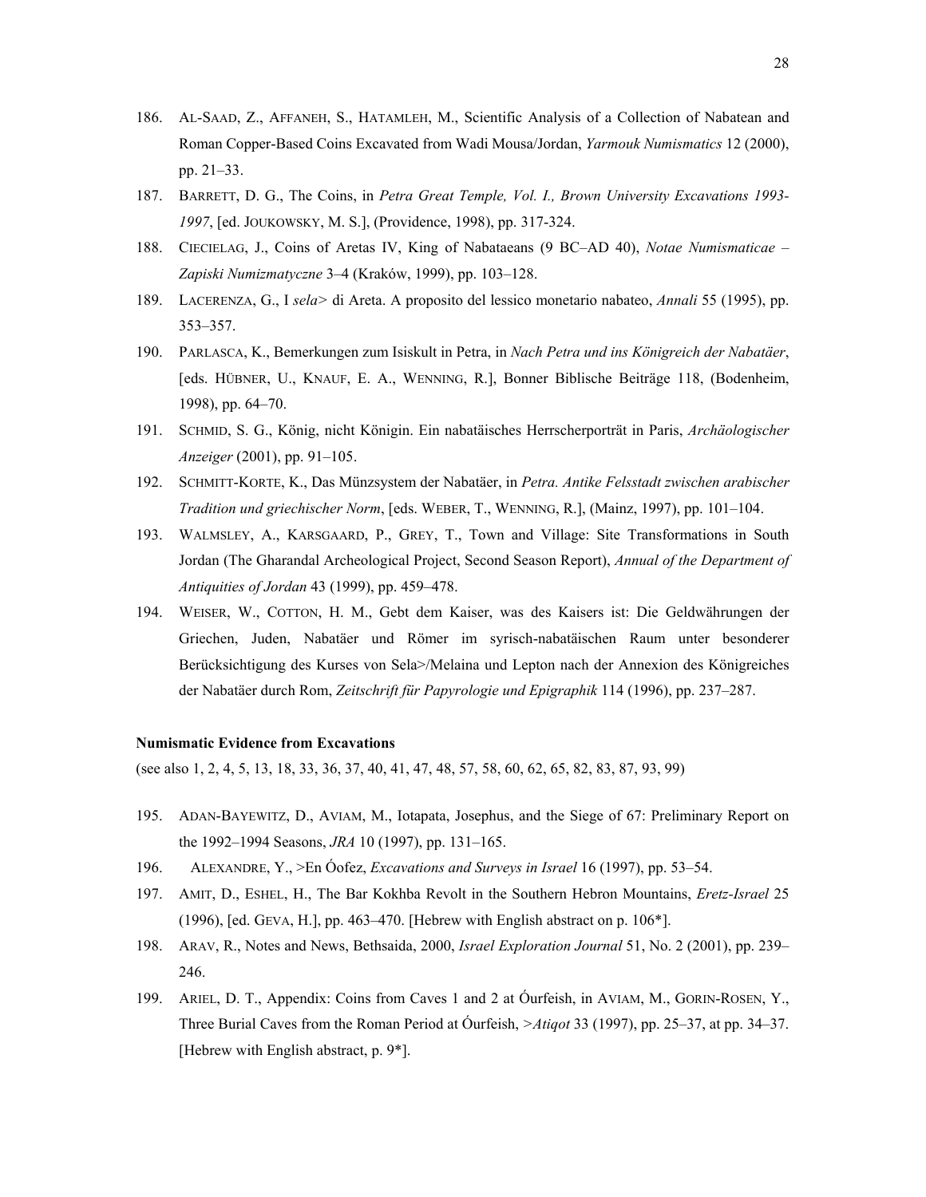186. AL-SAAD, Z., AFFANEH, S., HATAMLEH, M., Scientific Analysis of a Collection of Nabatean and Roman Copper-Based Coins Excavated from Wadi Mousa/Jordan, *Yarmouk Numismatics* 12 (2000), pp. 21–33.

187. BARRETT, D. G., The Coins, in *Petra Great Temple, Vol. I., Brown University Excavations 1993-1997*, [ed. JOUKOWSKY, M. S.], (Providence, 1998), pp. 317-324.

188. CIECIELAG, J., Coins of Aretas IV, King of Nabataeans (9 BC–AD 40), *Notae Numismaticae – Zapiski Numizmatyczne* 3–4 (Kraków, 1999), pp. 103–128.

189. LACERENZA, G., I *sela>* di Areta. A proposito del lessico monetario nabateo, *Annali* 55 (1995), pp. 353–357.

190. PARLASCA, K., Bemerkungen zum Isiskult in Petra, in *Nach Petra und ins Königreich der Nabatäer*, [eds. HÜBNER, U., KNAUF, E. A., WENNING, R.], Bonner Biblische Beiträge 118, (Bodenheim, 1998), pp. 64–70.

191. SCHMID, S. G., König, nicht Königin. Ein nabatäisches Herrscherporträt in Paris, *Archäologischer Anzeiger* (2001), pp. 91–105.

192. SCHMITT-KORTE, K., Das Münzsystem der Nabatäer, in *Petra. Antike Felsstadt zwischen arabischer Tradition und griechischer Norm*, [eds. WEBER, T., WENNING, R.], (Mainz, 1997), pp. 101–104.

193. WALMSLEY, A., KARSGAARD, P., GREY, T., Town and Village: Site Transformations in South Jordan (The Gharandal Archeological Project, Second Season Report), *Annual of the Department of Antiquities of Jordan* 43 (1999), pp. 459–478.

194. WEISER, W., COTTON, H. M., Gebt dem Kaiser, was des Kaisers ist: Die Geldwährungen der Griechen, Juden, Nabatäer und Römer im syrisch-nabatäischen Raum unter besonderer Berücksichtigung des Kurses von Sela>/Melaina und Lepton nach der Annexion des Königreiches der Nabatäer durch Rom, *Zeitschrift für Papyrologie und Epigraphik* 114 (1996), pp. 237–287.

**Numismatic Evidence from Excavations**

(see also 1, 2, 4, 5, 13, 18, 33, 36, 37, 40, 41, 47, 48, 57, 58, 60, 62, 65, 82, 83, 87, 93, 99)

195. ADAN-BAYEWITZ, D., AVIAM, M., Iotapata, Josephus, and the Siege of 67: Preliminary Report on the 1992–1994 Seasons, *JRA* 10 (1997), pp. 131–165.

196. ALEXANDRE, Y., >En Óofez, *Excavations and Surveys in Israel* 16 (1997), pp. 53–54.

197. AMIT, D., ESHEL, H., The Bar Kokhba Revolt in the Southern Hebron Mountains, *Eretz-Israel* 25 (1996), [ed. GEVA, H.], pp. 463–470. [Hebrew with English abstract on p. 106*].

198. ARAV, R., Notes and News, Bethsaida, 2000, *Israel Exploration Journal* 51, No. 2 (2001), pp. 239–246.

199. ARIEL, D. T., Appendix: Coins from Caves 1 and 2 at Óurfeish, in AVIAM, M., GORIN-ROSEN, Y., Three Burial Caves from the Roman Period at Óurfeish, *>Atiqot* 33 (1997), pp. 25–37, at pp. 34–37. [Hebrew with English abstract, p. 9*].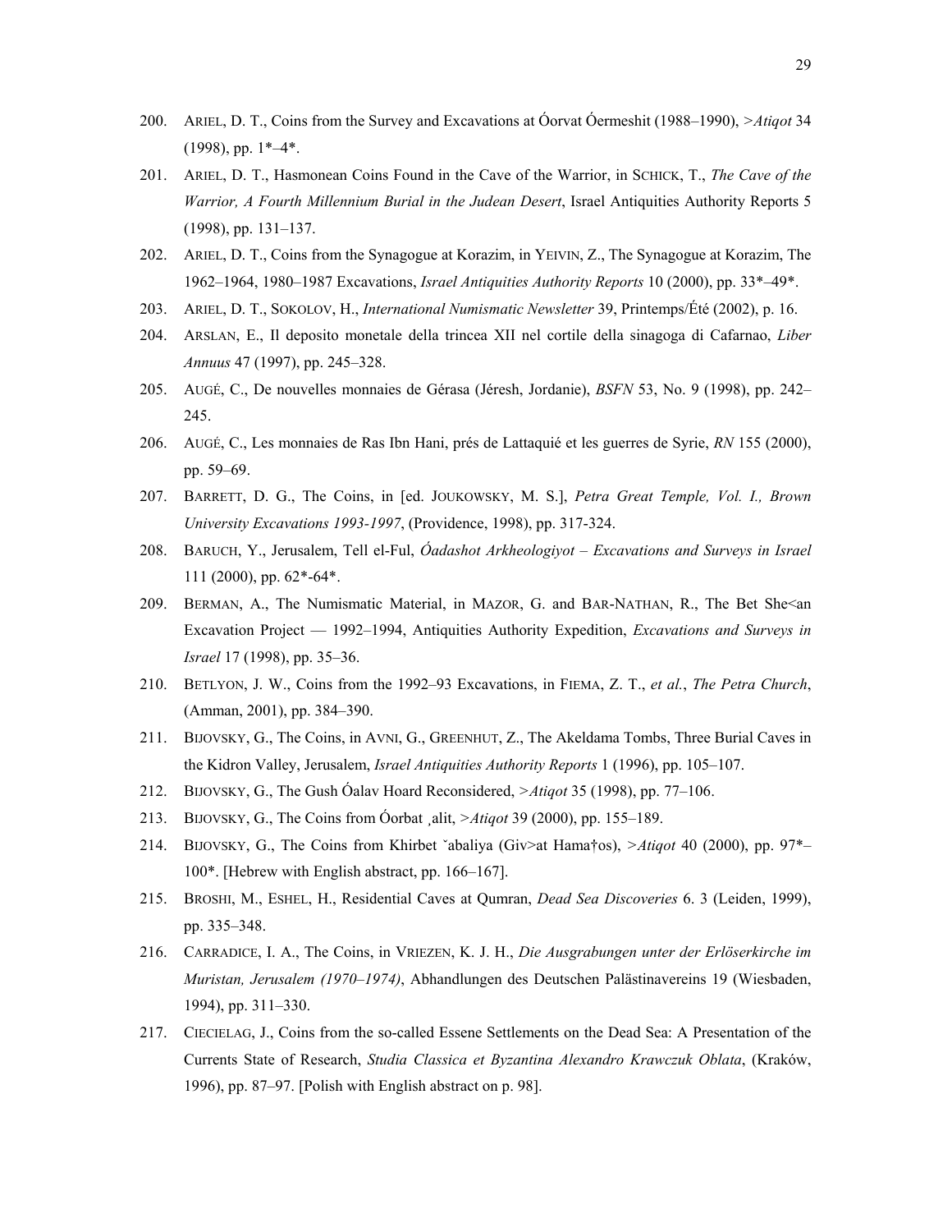200. ARIEL, D. T., Coins from the Survey and Excavations at Óorvat Óermeshit (1988–1990), *>Atiqot* 34 (1998), pp. 1*–4*.

201. ARIEL, D. T., Hasmonean Coins Found in the Cave of the Warrior, in SCHICK, T., *The Cave of the Warrior, A Fourth Millennium Burial in the Judean Desert*, Israel Antiquities Authority Reports 5 (1998), pp. 131–137.

202. ARIEL, D. T., Coins from the Synagogue at Korazim, in YEIVIN, Z., The Synagogue at Korazim, The 1962–1964, 1980–1987 Excavations, *Israel Antiquities Authority Reports* 10 (2000), pp. 33*–49*.

203. ARIEL, D. T., SOKOLOV, H., *International Numismatic Newsletter* 39, Printemps/Été (2002), p. 16.

204. ARSLAN, E., Il deposito monetale della trincea XII nel cortile della sinagoga di Cafarnao, *Liber Annuus* 47 (1997), pp. 245–328.

205. AUGÉ, C., De nouvelles monnaies de Gérasa (Jéresh, Jordanie), *BSFN* 53, No. 9 (1998), pp. 242–245.

206. AUGÉ, C., Les monnaies de Ras Ibn Hani, prés de Lattaquié et les guerres de Syrie, *RN* 155 (2000), pp. 59–69.

207. BARRETT, D. G., The Coins, in [ed. JOUKOWSKY, M. S.], *Petra Great Temple, Vol. I., Brown University Excavations 1993-1997*, (Providence, 1998), pp. 317-324.

208. BARUCH, Y., Jerusalem, Tell el-Ful, *Óadashot Arkheologiyot – Excavations and Surveys in Israel* 111 (2000), pp. 62*-64*.

209. BERMAN, A., The Numismatic Material, in MAZOR, G. and BAR-NATHAN, R., The Bet She<an Excavation Project — 1992–1994, Antiquities Authority Expedition, *Excavations and Surveys in Israel* 17 (1998), pp. 35–36.

210. BETLYON, J. W., Coins from the 1992–93 Excavations, in FIEMA, Z. T., *et al.*, *The Petra Church*, (Amman, 2001), pp. 384–390.

211. BIJOVSKY, G., The Coins, in AVNI, G., GREENHUT, Z., The Akeldama Tombs, Three Burial Caves in the Kidron Valley, Jerusalem, *Israel Antiquities Authority Reports* 1 (1996), pp. 105–107.

212. BIJOVSKY, G., The Gush Óalav Hoard Reconsidered, *>Atiqot* 35 (1998), pp. 77–106.

213. BIJOVSKY, G., The Coins from Óorbat ¸alit, *>Atiqot* 39 (2000), pp. 155–189.

214. BIJOVSKY, G., The Coins from Khirbet ˇabaliya (Giv>at Hama†os), *>Atiqot* 40 (2000), pp. 97*–100*. [Hebrew with English abstract, pp. 166–167].

215. BROSHI, M., ESHEL, H., Residential Caves at Qumran, *Dead Sea Discoveries* 6. 3 (Leiden, 1999), pp. 335–348.

216. CARRADICE, I. A., The Coins, in VRIEZEN, K. J. H., *Die Ausgrabungen unter der Erlöserkirche im Muristan, Jerusalem (1970–1974)*, Abhandlungen des Deutschen Palästinavereins 19 (Wiesbaden, 1994), pp. 311–330.

217. CIECIELAG, J., Coins from the so-called Essene Settlements on the Dead Sea: A Presentation of the Currents State of Research, *Studia Classica et Byzantina Alexandro Krawczuk Oblata*, (Kraków, 1996), pp. 87–97. [Polish with English abstract on p. 98].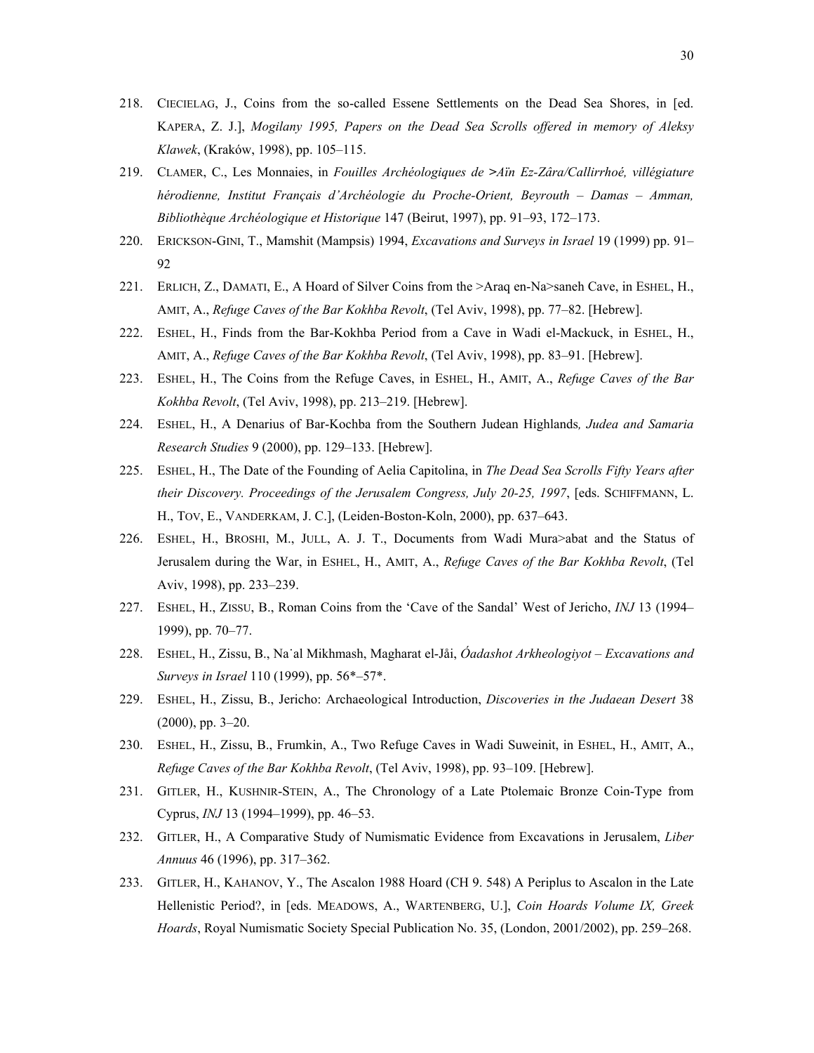218. CIECIELAG, J., Coins from the so-called Essene Settlements on the Dead Sea Shores, in [ed. KAPERA, Z. J.], *Mogilany 1995, Papers on the Dead Sea Scrolls offered in memory of Aleksy Klawek*, (Kraków, 1998), pp. 105–115.

219. CLAMER, C., Les Monnaies, in *Fouilles Archéologiques de >Aïn Ez-Zâra/Callirrhoé, villégiature hérodienne, Institut Français d'Archéologie du Proche-Orient, Beyrouth – Damas – Amman, Bibliothèque Archéologique et Historique* 147 (Beirut, 1997), pp. 91–93, 172–173.

220. ERICKSON-GINI, T., Mamshit (Mampsis) 1994, *Excavations and Surveys in Israel* 19 (1999) pp. 91–92

221. ERLICH, Z., DAMATI, E., A Hoard of Silver Coins from the >Araq en-Na>saneh Cave, in ESHEL, H., AMIT, A., *Refuge Caves of the Bar Kokhba Revolt*, (Tel Aviv, 1998), pp. 77–82. [Hebrew].

222. ESHEL, H., Finds from the Bar-Kokhba Period from a Cave in Wadi el-Mackuck, in ESHEL, H., AMIT, A., *Refuge Caves of the Bar Kokhba Revolt*, (Tel Aviv, 1998), pp. 83–91. [Hebrew].

223. ESHEL, H., The Coins from the Refuge Caves, in ESHEL, H., AMIT, A., *Refuge Caves of the Bar Kokhba Revolt*, (Tel Aviv, 1998), pp. 213–219. [Hebrew].

224. ESHEL, H., A Denarius of Bar-Kochba from the Southern Judean Highlands*, Judea and Samaria Research Studies* 9 (2000), pp. 129–133. [Hebrew].

225. ESHEL, H., The Date of the Founding of Aelia Capitolina, in *The Dead Sea Scrolls Fifty Years after their Discovery. Proceedings of the Jerusalem Congress, July 20-25, 1997*, [eds. SCHIFFMANN, L. H., TOV, E., VANDERKAM, J. C.], (Leiden-Boston-Koln, 2000), pp. 637–643.

226. ESHEL, H., BROSHI, M., JULL, A. J. T., Documents from Wadi Mura>abat and the Status of Jerusalem during the War, in ESHEL, H., AMIT, A., *Refuge Caves of the Bar Kokhba Revolt*, (Tel Aviv, 1998), pp. 233–239.

227. ESHEL, H., ZISSU, B., Roman Coins from the 'Cave of the Sandal' West of Jericho, *INJ* 13 (1994–1999), pp. 70–77.

228. ESHEL, H., Zissu, B., Na˙al Mikhmash, Magharat el-Jåi, *Óadashot Arkheologiyot – Excavations and Surveys in Israel* 110 (1999), pp. 56*–57*.

229. ESHEL, H., Zissu, B., Jericho: Archaeological Introduction, *Discoveries in the Judaean Desert* 38 (2000), pp. 3–20.

230. ESHEL, H., Zissu, B., Frumkin, A., Two Refuge Caves in Wadi Suweinit, in ESHEL, H., AMIT, A., *Refuge Caves of the Bar Kokhba Revolt*, (Tel Aviv, 1998), pp. 93–109. [Hebrew].

231. GITLER, H., KUSHNIR-STEIN, A., The Chronology of a Late Ptolemaic Bronze Coin-Type from Cyprus, *INJ* 13 (1994–1999), pp. 46–53.

232. GITLER, H., A Comparative Study of Numismatic Evidence from Excavations in Jerusalem, *Liber Annuus* 46 (1996), pp. 317–362.

233. GITLER, H., KAHANOV, Y., The Ascalon 1988 Hoard (CH 9. 548) A Periplus to Ascalon in the Late Hellenistic Period?, in [eds. MEADOWS, A., WARTENBERG, U.], *Coin Hoards Volume IX, Greek Hoards*, Royal Numismatic Society Special Publication No. 35, (London, 2001/2002), pp. 259–268.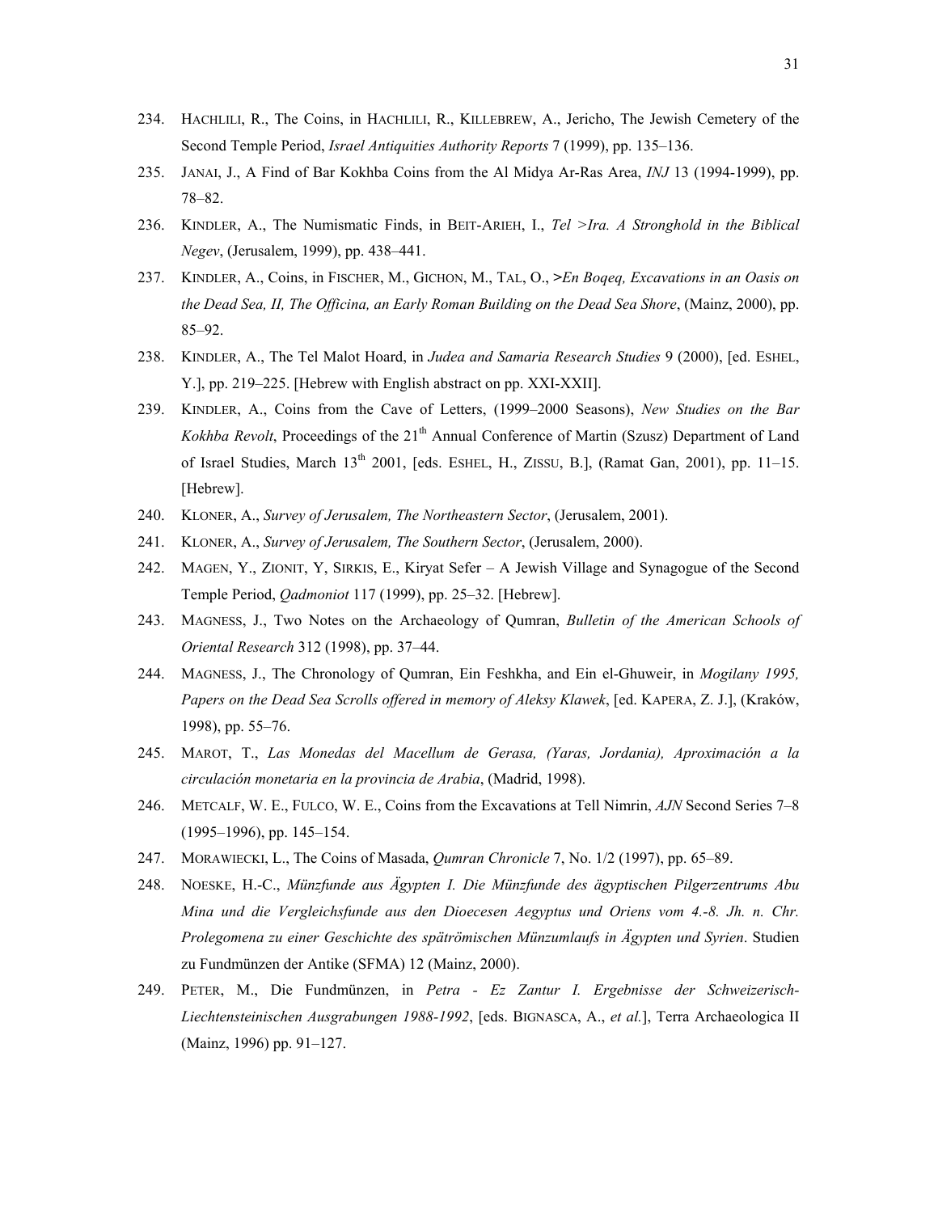234. HACHLILI, R., The Coins, in HACHLILI, R., KILLEBREW, A., Jericho, The Jewish Cemetery of the Second Temple Period, *Israel Antiquities Authority Reports* 7 (1999), pp. 135–136.

235. JANAI, J., A Find of Bar Kokhba Coins from the Al Midya Ar-Ras Area, *INJ* 13 (1994-1999), pp. 78–82.

236. KINDLER, A., The Numismatic Finds, in BEIT-ARIEH, I., *Tel >Ira. A Stronghold in the Biblical Negev*, (Jerusalem, 1999), pp. 438–441.

237. KINDLER, A., Coins, in FISCHER, M., GICHON, M., TAL, O., *>En Boqeq, Excavations in an Oasis on the Dead Sea, II, The Officina, an Early Roman Building on the Dead Sea Shore*, (Mainz, 2000), pp. 85–92.

238. KINDLER, A., The Tel Malot Hoard, in *Judea and Samaria Research Studies* 9 (2000), [ed. ESHEL, Y.], pp. 219–225. [Hebrew with English abstract on pp. XXI-XXII].

239. KINDLER, A., Coins from the Cave of Letters, (1999–2000 Seasons), *New Studies on the Bar Kokhba Revolt*, Proceedings of the 21th Annual Conference of Martin (Szusz) Department of Land of Israel Studies, March 13th 2001, [eds. ESHEL, H., ZISSU, B.], (Ramat Gan, 2001), pp. 11–15. [Hebrew].

240. KLONER, A., *Survey of Jerusalem, The Northeastern Sector*, (Jerusalem, 2001).

241. KLONER, A., *Survey of Jerusalem, The Southern Sector*, (Jerusalem, 2000).

242. MAGEN, Y., ZIONIT, Y, SIRKIS, E., Kiryat Sefer – A Jewish Village and Synagogue of the Second Temple Period, *Qadmoniot* 117 (1999), pp. 25–32. [Hebrew].

243. MAGNESS, J., Two Notes on the Archaeology of Qumran, *Bulletin of the American Schools of Oriental Research* 312 (1998), pp. 37–44.

244. MAGNESS, J., The Chronology of Qumran, Ein Feshkha, and Ein el-Ghuweir, in *Mogilany 1995, Papers on the Dead Sea Scrolls offered in memory of Aleksy Klawek*, [ed. KAPERA, Z. J.], (Kraków, 1998), pp. 55–76.

245. MAROT, T., *Las Monedas del Macellum de Gerasa, (Yaras, Jordania), Aproximación a la circulación monetaria en la provincia de Arabia*, (Madrid, 1998).

246. METCALF, W. E., FULCO, W. E., Coins from the Excavations at Tell Nimrin, *AJN* Second Series 7–8 (1995–1996), pp. 145–154.

247. MORAWIECKI, L., The Coins of Masada, *Qumran Chronicle* 7, No. 1/2 (1997), pp. 65–89.

248. NOESKE, H.-C., *Münzfunde aus Ägypten I. Die Münzfunde des ägyptischen Pilgerzentrums Abu Mina und die Vergleichsfunde aus den Dioecesen Aegyptus und Oriens vom 4.-8. Jh. n. Chr. Prolegomena zu einer Geschichte des spätrömischen Münzumlaufs in Ägypten und Syrien*. Studien zu Fundmünzen der Antike (SFMA) 12 (Mainz, 2000).

249. PETER, M., Die Fundmünzen, in *Petra - Ez Zantur I. Ergebnisse der Schweizerisch-Liechtensteinischen Ausgrabungen 1988-1992*, [eds. BIGNASCA, A., *et al.*], Terra Archaeologica II (Mainz, 1996) pp. 91–127.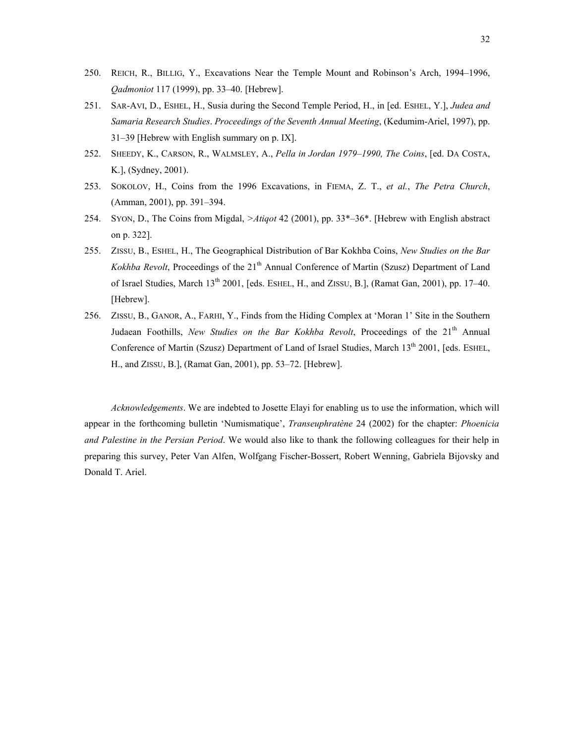250. REICH, R., BILLIG, Y., Excavations Near the Temple Mount and Robinson's Arch, 1994–1996, *Qadmoniot* 117 (1999), pp. 33–40. [Hebrew].

251. SAR-AVI, D., ESHEL, H., Susia during the Second Temple Period, H., in [ed. ESHEL, Y.], *Judea and Samaria Research Studies*. *Proceedings of the Seventh Annual Meeting*, (Kedumim-Ariel, 1997), pp. 31–39 [Hebrew with English summary on p. IX].

252. SHEEDY, K., CARSON, R., WALMSLEY, A., *Pella in Jordan 1979–1990, The Coins*, [ed. DA COSTA, K.], (Sydney, 2001).

253. SOKOLOV, H., Coins from the 1996 Excavations, in FIEMA, Z. T., *et al.*, *The Petra Church*, (Amman, 2001), pp. 391–394.

254. SYON, D., The Coins from Migdal, *>Atiqot* 42 (2001), pp. 33*–36*. [Hebrew with English abstract on p. 322].

255. ZISSU, B., ESHEL, H., The Geographical Distribution of Bar Kokhba Coins, *New Studies on the Bar Kokhba Revolt*, Proceedings of the 21th Annual Conference of Martin (Szusz) Department of Land of Israel Studies, March 13th 2001, [eds. ESHEL, H., and ZISSU, B.], (Ramat Gan, 2001), pp. 17–40. [Hebrew].

256. ZISSU, B., GANOR, A., FARHI, Y., Finds from the Hiding Complex at 'Moran 1' Site in the Southern Judaean Foothills, *New Studies on the Bar Kokhba Revolt*, Proceedings of the 21th Annual Conference of Martin (Szusz) Department of Land of Israel Studies, March 13th 2001, [eds. ESHEL, H., and ZISSU, B.], (Ramat Gan, 2001), pp. 53–72. [Hebrew].

*Acknowledgements*. We are indebted to Josette Elayi for enabling us to use the information, which will appear in the forthcoming bulletin 'Numismatique', *Transeuphratène* 24 (2002) for the chapter: *Phoenicia and Palestine in the Persian Period*. We would also like to thank the following colleagues for their help in preparing this survey, Peter Van Alfen, Wolfgang Fischer-Bossert, Robert Wenning, Gabriela Bijovsky and Donald T. Ariel.